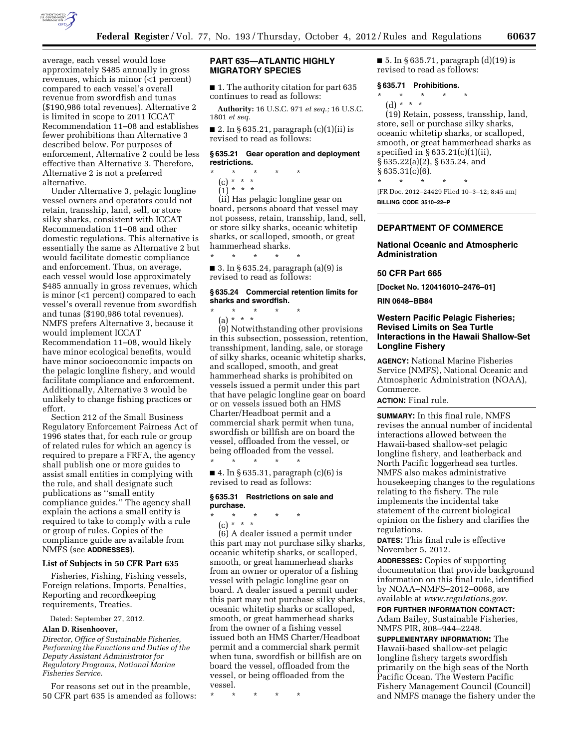average, each vessel would lose approximately $485 annually in gross revenues, which is minor (<1 percent) compared to each vessel's overall revenue from swordfish and tunas ($190,986 total revenues). Alternative 2 is limited in scope to 2011 ICCAT Recommendation 11–08 and establishes fewer prohibitions than Alternative 3 described below. For purposes of enforcement, Alternative 2 could be less effective than Alternative 3. Therefore, Alternative 2 is not a preferred alternative.

Under Alternative 3, pelagic longline vessel owners and operators could not retain, transship, land, sell, or store silky sharks, consistent with ICCAT Recommendation 11–08 and other domestic regulations. This alternative is essentially the same as Alternative 2 but would facilitate domestic compliance and enforcement. Thus, on average, each vessel would lose approximately $485 annually in gross revenues, which is minor (<1 percent) compared to each vessel's overall revenue from swordfish and tunas ($190,986 total revenues). NMFS prefers Alternative 3, because it would implement ICCAT Recommendation 11–08, would likely have minor ecological benefits, would have minor socioeconomic impacts on the pelagic longline fishery, and would facilitate compliance and enforcement. Additionally, Alternative 3 would be unlikely to change fishing practices or effort.

Section 212 of the Small Business Regulatory Enforcement Fairness Act of 1996 states that, for each rule or group of related rules for which an agency is required to prepare a FRFA, the agency shall publish one or more guides to assist small entities in complying with the rule, and shall designate such publications as ''small entity compliance guides.'' The agency shall explain the actions a small entity is required to take to comply with a rule or group of rules. Copies of the compliance guide are available from NMFS (see **ADDRESSES**).

### List of Subjects in 50 CFR Part 635

Fisheries, Fishing, Fishing vessels, Foreign relations, Imports, Penalties, Reporting and recordkeeping requirements, Treaties.

Dated: September 27, 2012.

**Alan D. Risenhoover,**

*Director, Office of Sustainable Fisheries, Performing the Functions and Duties of the Deputy Assistant Administrator for Regulatory Programs, National Marine Fisheries Service.*

For reasons set out in the preamble, 50 CFR part 635 is amended as follows:

## PART 635—ATLANTIC HIGHLY MIGRATORY SPECIES

■ 1. The authority citation for part 635 continues to read as follows:

**Authority:** 16 U.S.C. 971 *et seq.;* 16 U.S.C. 1801 *et seq.*

■ 2. In § 635.21, paragraph (c)(1)(ii) is revised to read as follows:

### § 635.21 Gear operation and deployment restrictions.

\* \* \* \* \*

(c) \* \* \*

(1) \* \* \*

(ii) Has pelagic longline gear on board, persons aboard that vessel may not possess, retain, transship, land, sell, or store silky sharks, oceanic whitetip sharks, or scalloped, smooth, or great hammerhead sharks.

\* \* \* \* \*

■ 3. In § 635.24, paragraph (a)(9) is revised to read as follows:

### § 635.24 Commercial retention limits for sharks and swordfish.

\* \* \* \* \*

(a) \* \* \*

(9) Notwithstanding other provisions in this subsection, possession, retention, transshipment, landing, sale, or storage of silky sharks, oceanic whitetip sharks, and scalloped, smooth, and great hammerhead sharks is prohibited on vessels issued a permit under this part that have pelagic longline gear on board or on vessels issued both an HMS Charter/Headboat permit and a commercial shark permit when tuna, swordfish or billfish are on board the vessel, offloaded from the vessel, or being offloaded from the vessel.

\* \* \* \* \*

■ 4. In § 635.31, paragraph (c)(6) is revised to read as follows:

### § 635.31 Restrictions on sale and purchase.

\* \* \* \* \*

(c) \* \* \*

(6) A dealer issued a permit under this part may not purchase silky sharks, oceanic whitetip sharks, or scalloped, smooth, or great hammerhead sharks from an owner or operator of a fishing vessel with pelagic longline gear on board. A dealer issued a permit under this part may not purchase silky sharks, oceanic whitetip sharks or scalloped, smooth, or great hammerhead sharks from the owner of a fishing vessel issued both an HMS Charter/Headboat permit and a commercial shark permit when tuna, swordfish or billfish are on board the vessel, offloaded from the vessel, or being offloaded from the vessel.

\* \* \* \* \*

■ 5. In § 635.71, paragraph (d)(19) is revised to read as follows:

### § 635.71 Prohibitions.

\* \* \* \* \*

(d) \* \* \*

(19) Retain, possess, transship, land, store, sell or purchase silky sharks, oceanic whitetip sharks, or scalloped, smooth, or great hammerhead sharks as specified in § 635.21(c)(1)(ii), § 635.22(a)(2), § 635.24, and § 635.31(c)(6).

\* \* \* \* \*

[FR Doc. 2012–24429 Filed 10–3–12; 8:45 am]

**BILLING CODE 3510–22–P**

---

## DEPARTMENT OF COMMERCE

### National Oceanic and Atmospheric Administration

### 50 CFR Part 665

**[Docket No. 120416010–2476–01]**

**RIN 0648–BB84**

### Western Pacific Pelagic Fisheries; Revised Limits on Sea Turtle Interactions in the Hawaii Shallow-Set Longline Fishery

**AGENCY:** National Marine Fisheries Service (NMFS), National Oceanic and Atmospheric Administration (NOAA), Commerce.

**ACTION:** Final rule.

**SUMMARY:** In this final rule, NMFS revises the annual number of incidental interactions allowed between the Hawaii-based shallow-set pelagic longline fishery, and leatherback and North Pacific loggerhead sea turtles. NMFS also makes administrative housekeeping changes to the regulations relating to the fishery. The rule implements the incidental take statement of the current biological opinion on the fishery and clarifies the regulations.

**DATES:** This final rule is effective November 5, 2012.

**ADDRESSES:** Copies of supporting documentation that provide background information on this final rule, identified by NOAA–NMFS–2012–0068, are available at *www.regulations.gov.*

**FOR FURTHER INFORMATION CONTACT:** Adam Bailey, Sustainable Fisheries, NMFS PIR, 808–944–2248.

**SUPPLEMENTARY INFORMATION:** The Hawaii-based shallow-set pelagic longline fishery targets swordfish primarily on the high seas of the North Pacific Ocean. The Western Pacific Fishery Management Council (Council) and NMFS manage the fishery under the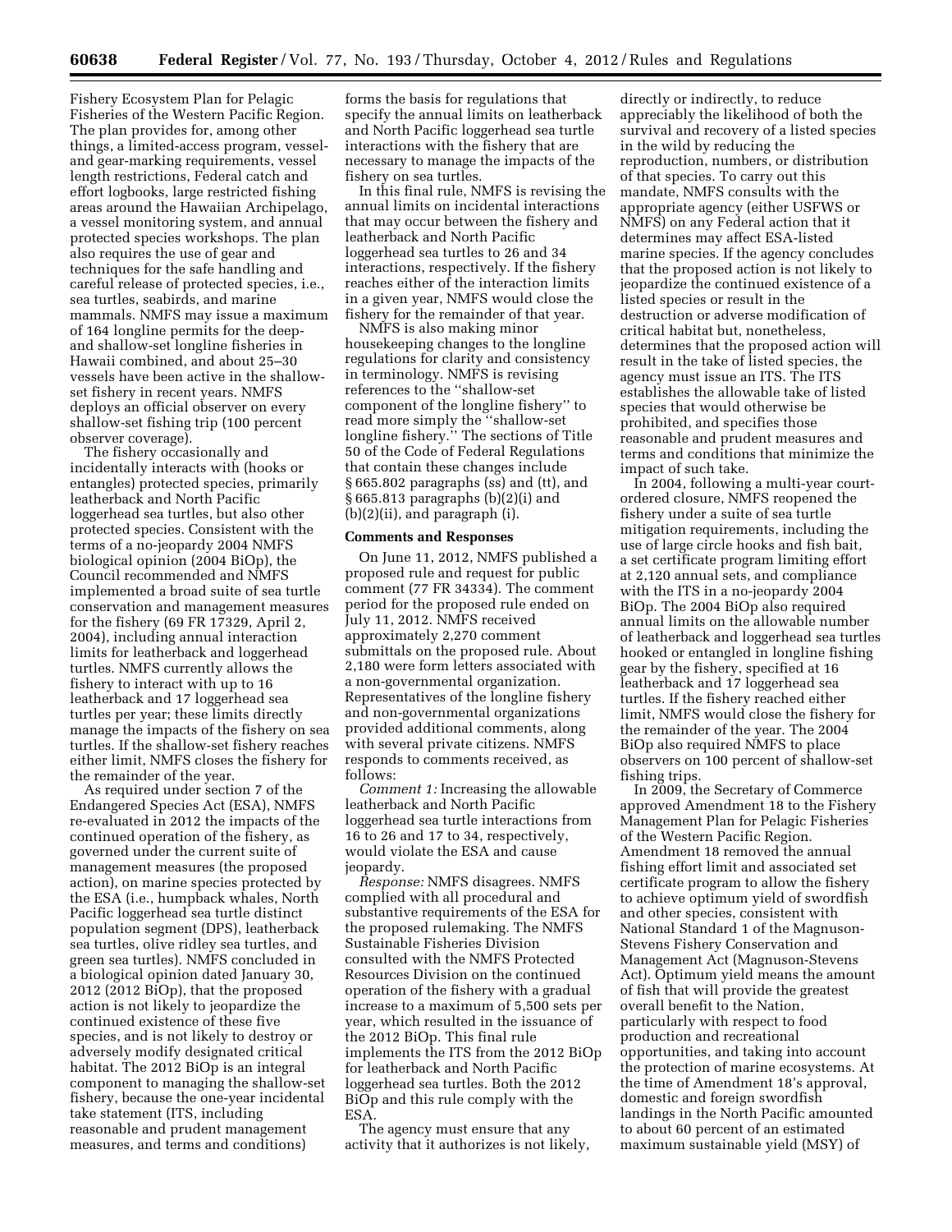Fishery Ecosystem Plan for Pelagic Fisheries of the Western Pacific Region. The plan provides for, among other things, a limited-access program, vessel- and gear-marking requirements, vessel length restrictions, Federal catch and effort logbooks, large restricted fishing areas around the Hawaiian Archipelago, a vessel monitoring system, and annual protected species workshops. The plan also requires the use of gear and techniques for the safe handling and careful release of protected species, i.e., sea turtles, seabirds, and marine mammals. NMFS may issue a maximum of 164 longline permits for the deep- and shallow-set longline fisheries in Hawaii combined, and about 25–30 vessels have been active in the shallow-set fishery in recent years. NMFS deploys an official observer on every shallow-set fishing trip (100 percent observer coverage).

The fishery occasionally and incidentally interacts with (hooks or entangles) protected species, primarily leatherback and North Pacific loggerhead sea turtles, but also other protected species. Consistent with the terms of a no-jeopardy 2004 NMFS biological opinion (2004 BiOp), the Council recommended and NMFS implemented a broad suite of sea turtle conservation and management measures for the fishery (69 FR 17329, April 2, 2004), including annual interaction limits for leatherback and loggerhead turtles. NMFS currently allows the fishery to interact with up to 16 leatherback and 17 loggerhead sea turtles per year; these limits directly manage the impacts of the fishery on sea turtles. If the shallow-set fishery reaches either limit, NMFS closes the fishery for the remainder of the year.

As required under section 7 of the Endangered Species Act (ESA), NMFS re-evaluated in 2012 the impacts of the continued operation of the fishery, as governed under the current suite of management measures (the proposed action), on marine species protected by the ESA (i.e., humpback whales, North Pacific loggerhead sea turtle distinct population segment (DPS), leatherback sea turtles, olive ridley sea turtles, and green sea turtles). NMFS concluded in a biological opinion dated January 30, 2012 (2012 BiOp), that the proposed action is not likely to jeopardize the continued existence of these five species, and is not likely to destroy or adversely modify designated critical habitat. The 2012 BiOp is an integral component to managing the shallow-set fishery, because the one-year incidental take statement (ITS, including reasonable and prudent management measures, and terms and conditions) forms the basis for regulations that specify the annual limits on leatherback and North Pacific loggerhead sea turtle interactions with the fishery that are necessary to manage the impacts of the fishery on sea turtles.

In this final rule, NMFS is revising the annual limits on incidental interactions that may occur between the fishery and leatherback and North Pacific loggerhead sea turtles to 26 and 34 interactions, respectively. If the fishery reaches either of the interaction limits in a given year, NMFS would close the fishery for the remainder of that year.

NMFS is also making minor housekeeping changes to the longline regulations for clarity and consistency in terminology. NMFS is revising references to the ''shallow-set component of the longline fishery'' to read more simply the ''shallow-set longline fishery.'' The sections of Title 50 of the Code of Federal Regulations that contain these changes include § 665.802 paragraphs (ss) and (tt), and § 665.813 paragraphs (b)(2)(i) and (b)(2)(ii), and paragraph (i).

## Comments and Responses

On June 11, 2012, NMFS published a proposed rule and request for public comment (77 FR 34334). The comment period for the proposed rule ended on July 11, 2012. NMFS received approximately 2,270 comment submittals on the proposed rule. About 2,180 were form letters associated with a non-governmental organization. Representatives of the longline fishery and non-governmental organizations provided additional comments, along with several private citizens. NMFS responds to comments received, as follows:

*Comment 1:* Increasing the allowable leatherback and North Pacific loggerhead sea turtle interactions from 16 to 26 and 17 to 34, respectively, would violate the ESA and cause jeopardy.

*Response:* NMFS disagrees. NMFS complied with all procedural and substantive requirements of the ESA for the proposed rulemaking. The NMFS Sustainable Fisheries Division consulted with the NMFS Protected Resources Division on the continued operation of the fishery with a gradual increase to a maximum of 5,500 sets per year, which resulted in the issuance of the 2012 BiOp. This final rule implements the ITS from the 2012 BiOp for leatherback and North Pacific loggerhead sea turtles. Both the 2012 BiOp and this rule comply with the ESA.

The agency must ensure that any activity that it authorizes is not likely, directly or indirectly, to reduce appreciably the likelihood of both the survival and recovery of a listed species in the wild by reducing the reproduction, numbers, or distribution of that species. To carry out this mandate, NMFS consults with the appropriate agency (either USFWS or NMFS) on any Federal action that it determines may affect ESA-listed marine species. If the agency concludes that the proposed action is not likely to jeopardize the continued existence of a listed species or result in the destruction or adverse modification of critical habitat but, nonetheless, determines that the proposed action will result in the take of listed species, the agency must issue an ITS. The ITS establishes the allowable take of listed species that would otherwise be prohibited, and specifies those reasonable and prudent measures and terms and conditions that minimize the impact of such take.

In 2004, following a multi-year court-ordered closure, NMFS reopened the fishery under a suite of sea turtle mitigation requirements, including the use of large circle hooks and fish bait, a set certificate program limiting effort at 2,120 annual sets, and compliance with the ITS in a no-jeopardy 2004 BiOp. The 2004 BiOp also required annual limits on the allowable number of leatherback and loggerhead sea turtles hooked or entangled in longline fishing gear by the fishery, specified at 16 leatherback and 17 loggerhead sea turtles. If the fishery reached either limit, NMFS would close the fishery for the remainder of the year. The 2004 BiOp also required NMFS to place observers on 100 percent of shallow-set fishing trips.

In 2009, the Secretary of Commerce approved Amendment 18 to the Fishery Management Plan for Pelagic Fisheries of the Western Pacific Region. Amendment 18 removed the annual fishing effort limit and associated set certificate program to allow the fishery to achieve optimum yield of swordfish and other species, consistent with National Standard 1 of the Magnuson-Stevens Fishery Conservation and Management Act (Magnuson-Stevens Act). Optimum yield means the amount of fish that will provide the greatest overall benefit to the Nation, particularly with respect to food production and recreational opportunities, and taking into account the protection of marine ecosystems. At the time of Amendment 18's approval, domestic and foreign swordfish landings in the North Pacific amounted to about 60 percent of an estimated maximum sustainable yield (MSY) of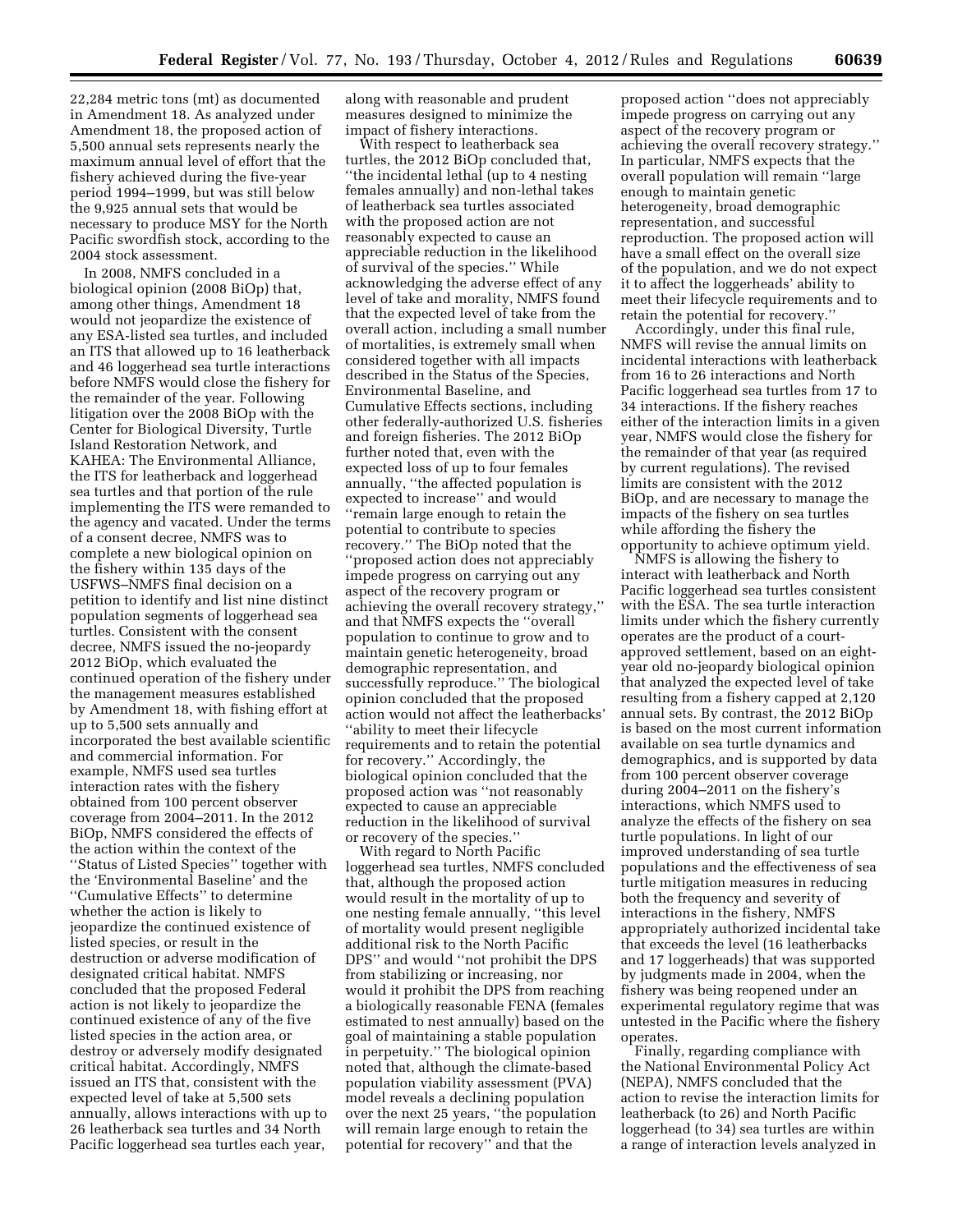22,284 metric tons (mt) as documented in Amendment 18. As analyzed under Amendment 18, the proposed action of 5,500 annual sets represents nearly the maximum annual level of effort that the fishery achieved during the five-year period 1994–1999, but was still below the 9,925 annual sets that would be necessary to produce MSY for the North Pacific swordfish stock, according to the 2004 stock assessment.

In 2008, NMFS concluded in a biological opinion (2008 BiOp) that, among other things, Amendment 18 would not jeopardize the existence of any ESA-listed sea turtles, and included an ITS that allowed up to 16 leatherback and 46 loggerhead sea turtle interactions before NMFS would close the fishery for the remainder of the year. Following litigation over the 2008 BiOp with the Center for Biological Diversity, Turtle Island Restoration Network, and KAHEA: The Environmental Alliance, the ITS for leatherback and loggerhead sea turtles and that portion of the rule implementing the ITS were remanded to the agency and vacated. Under the terms of a consent decree, NMFS was to complete a new biological opinion on the fishery within 135 days of the USFWS–NMFS final decision on a petition to identify and list nine distinct population segments of loggerhead sea turtles. Consistent with the consent decree, NMFS issued the no-jeopardy 2012 BiOp, which evaluated the continued operation of the fishery under the management measures established by Amendment 18, with fishing effort at up to 5,500 sets annually and incorporated the best available scientific and commercial information. For example, NMFS used sea turtles interaction rates with the fishery obtained from 100 percent observer coverage from 2004–2011. In the 2012 BiOp, NMFS considered the effects of the action within the context of the ''Status of Listed Species'' together with the 'Environmental Baseline' and the ''Cumulative Effects'' to determine whether the action is likely to jeopardize the continued existence of listed species, or result in the destruction or adverse modification of designated critical habitat. NMFS concluded that the proposed Federal action is not likely to jeopardize the continued existence of any of the five listed species in the action area, or destroy or adversely modify designated critical habitat. Accordingly, NMFS issued an ITS that, consistent with the expected level of take at 5,500 sets annually, allows interactions with up to 26 leatherback sea turtles and 34 North Pacific loggerhead sea turtles each year, along with reasonable and prudent measures designed to minimize the impact of fishery interactions.

With respect to leatherback sea turtles, the 2012 BiOp concluded that, ''the incidental lethal (up to 4 nesting females annually) and non-lethal takes of leatherback sea turtles associated with the proposed action are not reasonably expected to cause an appreciable reduction in the likelihood of survival of the species.'' While acknowledging the adverse effect of any level of take and morality, NMFS found that the expected level of take from the overall action, including a small number of mortalities, is extremely small when considered together with all impacts described in the Status of the Species, Environmental Baseline, and Cumulative Effects sections, including other federally-authorized U.S. fisheries and foreign fisheries. The 2012 BiOp further noted that, even with the expected loss of up to four females annually, ''the affected population is expected to increase'' and would ''remain large enough to retain the potential to contribute to species recovery.'' The BiOp noted that the ''proposed action does not appreciably impede progress on carrying out any aspect of the recovery program or achieving the overall recovery strategy,'' and that NMFS expects the ''overall population to continue to grow and to maintain genetic heterogeneity, broad demographic representation, and successfully reproduce.'' The biological opinion concluded that the proposed action would not affect the leatherbacks' ''ability to meet their lifecycle requirements and to retain the potential for recovery.'' Accordingly, the biological opinion concluded that the proposed action was ''not reasonably expected to cause an appreciable reduction in the likelihood of survival or recovery of the species.''

With regard to North Pacific loggerhead sea turtles, NMFS concluded that, although the proposed action would result in the mortality of up to one nesting female annually, ''this level of mortality would present negligible additional risk to the North Pacific DPS'' and would ''not prohibit the DPS from stabilizing or increasing, nor would it prohibit the DPS from reaching a biologically reasonable FENA (females estimated to nest annually) based on the goal of maintaining a stable population in perpetuity.'' The biological opinion noted that, although the climate-based population viability assessment (PVA) model reveals a declining population over the next 25 years, ''the population will remain large enough to retain the potential for recovery'' and that the proposed action ''does not appreciably impede progress on carrying out any aspect of the recovery program or achieving the overall recovery strategy.'' In particular, NMFS expects that the overall population will remain ''large enough to maintain genetic heterogeneity, broad demographic representation, and successful reproduction. The proposed action will have a small effect on the overall size of the population, and we do not expect it to affect the loggerheads' ability to meet their lifecycle requirements and to retain the potential for recovery.''

Accordingly, under this final rule, NMFS will revise the annual limits on incidental interactions with leatherback from 16 to 26 interactions and North Pacific loggerhead sea turtles from 17 to 34 interactions. If the fishery reaches either of the interaction limits in a given year, NMFS would close the fishery for the remainder of that year (as required by current regulations). The revised limits are consistent with the 2012 BiOp, and are necessary to manage the impacts of the fishery on sea turtles while affording the fishery the opportunity to achieve optimum yield.

NMFS is allowing the fishery to interact with leatherback and North Pacific loggerhead sea turtles consistent with the ESA. The sea turtle interaction limits under which the fishery currently operates are the product of a court-approved settlement, based on an eight-year old no-jeopardy biological opinion that analyzed the expected level of take resulting from a fishery capped at 2,120 annual sets. By contrast, the 2012 BiOp is based on the most current information available on sea turtle dynamics and demographics, and is supported by data from 100 percent observer coverage during 2004–2011 on the fishery's interactions, which NMFS used to analyze the effects of the fishery on sea turtle populations. In light of our improved understanding of sea turtle populations and the effectiveness of sea turtle mitigation measures in reducing both the frequency and severity of interactions in the fishery, NMFS appropriately authorized incidental take that exceeds the level (16 leatherbacks and 17 loggerheads) that was supported by judgments made in 2004, when the fishery was being reopened under an experimental regulatory regime that was untested in the Pacific where the fishery operates.

Finally, regarding compliance with the National Environmental Policy Act (NEPA), NMFS concluded that the action to revise the interaction limits for leatherback (to 26) and North Pacific loggerhead (to 34) sea turtles are within a range of interaction levels analyzed in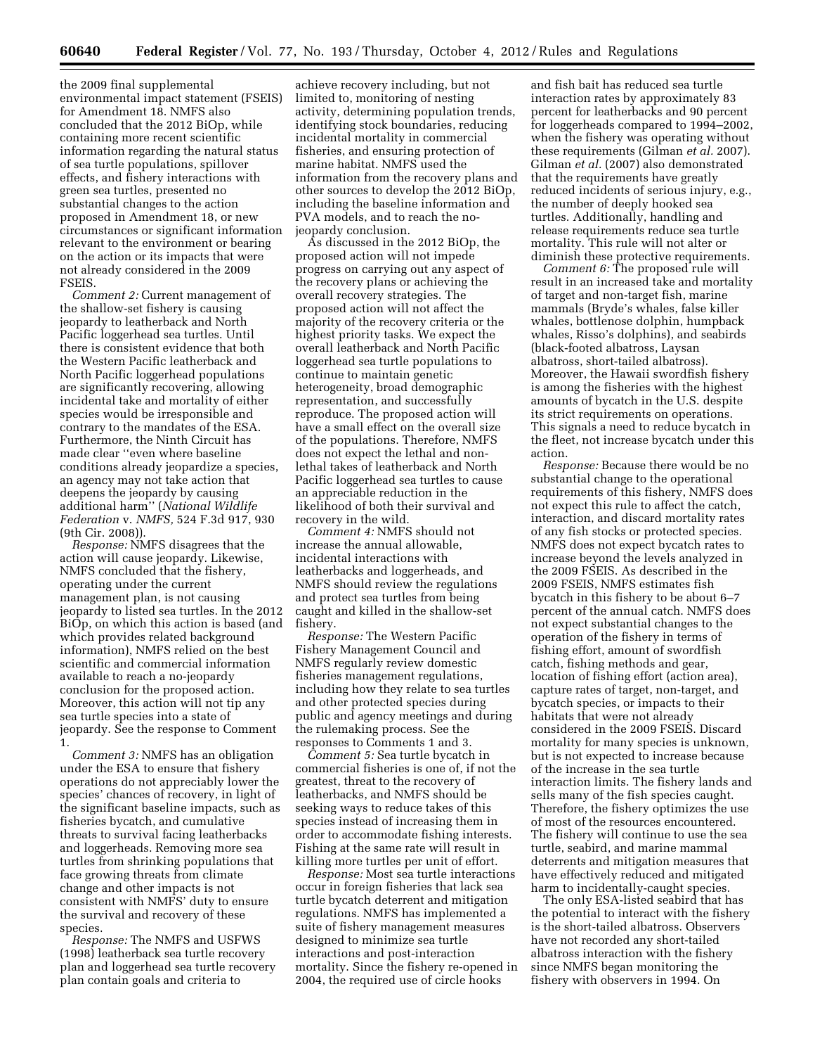the 2009 final supplemental environmental impact statement (FSEIS) for Amendment 18. NMFS also concluded that the 2012 BiOp, while containing more recent scientific information regarding the natural status of sea turtle populations, spillover effects, and fishery interactions with green sea turtles, presented no substantial changes to the action proposed in Amendment 18, or new circumstances or significant information relevant to the environment or bearing on the action or its impacts that were not already considered in the 2009 FSEIS.

*Comment 2:* Current management of the shallow-set fishery is causing jeopardy to leatherback and North Pacific loggerhead sea turtles. Until there is consistent evidence that both the Western Pacific leatherback and North Pacific loggerhead populations are significantly recovering, allowing incidental take and mortality of either species would be irresponsible and contrary to the mandates of the ESA. Furthermore, the Ninth Circuit has made clear ''even where baseline conditions already jeopardize a species, an agency may not take action that deepens the jeopardy by causing additional harm'' (*National Wildlife Federation* v. *NMFS,* 524 F.3d 917, 930 (9th Cir. 2008)).

*Response:* NMFS disagrees that the action will cause jeopardy. Likewise, NMFS concluded that the fishery, operating under the current management plan, is not causing jeopardy to listed sea turtles. In the 2012 BiOp, on which this action is based (and which provides related background information), NMFS relied on the best scientific and commercial information available to reach a no-jeopardy conclusion for the proposed action. Moreover, this action will not tip any sea turtle species into a state of jeopardy. See the response to Comment 1.

*Comment 3:* NMFS has an obligation under the ESA to ensure that fishery operations do not appreciably lower the species' chances of recovery, in light of the significant baseline impacts, such as fisheries bycatch, and cumulative threats to survival facing leatherbacks and loggerheads. Removing more sea turtles from shrinking populations that face growing threats from climate change and other impacts is not consistent with NMFS' duty to ensure the survival and recovery of these species.

*Response:* The NMFS and USFWS (1998) leatherback sea turtle recovery plan and loggerhead sea turtle recovery plan contain goals and criteria to achieve recovery including, but not limited to, monitoring of nesting activity, determining population trends, identifying stock boundaries, reducing incidental mortality in commercial fisheries, and ensuring protection of marine habitat. NMFS used the information from the recovery plans and other sources to develop the 2012 BiOp, including the baseline information and PVA models, and to reach the no-jeopardy conclusion.

As discussed in the 2012 BiOp, the proposed action will not impede progress on carrying out any aspect of the recovery plans or achieving the overall recovery strategies. The proposed action will not affect the majority of the recovery criteria or the highest priority tasks. We expect the overall leatherback and North Pacific loggerhead sea turtle populations to continue to maintain genetic heterogeneity, broad demographic representation, and successfully reproduce. The proposed action will have a small effect on the overall size of the populations. Therefore, NMFS does not expect the lethal and non-lethal takes of leatherback and North Pacific loggerhead sea turtles to cause an appreciable reduction in the likelihood of both their survival and recovery in the wild.

*Comment 4:* NMFS should not increase the annual allowable, incidental interactions with leatherbacks and loggerheads, and NMFS should review the regulations and protect sea turtles from being caught and killed in the shallow-set fishery.

*Response:* The Western Pacific Fishery Management Council and NMFS regularly review domestic fisheries management regulations, including how they relate to sea turtles and other protected species during public and agency meetings and during the rulemaking process. See the responses to Comments 1 and 3.

*Comment 5:* Sea turtle bycatch in commercial fisheries is one of, if not the greatest, threat to the recovery of leatherbacks, and NMFS should be seeking ways to reduce takes of this species instead of increasing them in order to accommodate fishing interests. Fishing at the same rate will result in killing more turtles per unit of effort.

*Response:* Most sea turtle interactions occur in foreign fisheries that lack sea turtle bycatch deterrent and mitigation regulations. NMFS has implemented a suite of fishery management measures designed to minimize sea turtle interactions and post-interaction mortality. Since the fishery re-opened in 2004, the required use of circle hooks and fish bait has reduced sea turtle interaction rates by approximately 83 percent for leatherbacks and 90 percent for loggerheads compared to 1994–2002, when the fishery was operating without these requirements (Gilman *et al.* 2007). Gilman *et al.* (2007) also demonstrated that the requirements have greatly reduced incidents of serious injury, e.g., the number of deeply hooked sea turtles. Additionally, handling and release requirements reduce sea turtle mortality. This rule will not alter or diminish these protective requirements.

*Comment 6:* The proposed rule will result in an increased take and mortality of target and non-target fish, marine mammals (Bryde's whales, false killer whales, bottlenose dolphin, humpback whales, Risso's dolphins), and seabirds (black-footed albatross, Laysan albatross, short-tailed albatross). Moreover, the Hawaii swordfish fishery is among the fisheries with the highest amounts of bycatch in the U.S. despite its strict requirements on operations. This signals a need to reduce bycatch in the fleet, not increase bycatch under this action.

*Response:* Because there would be no substantial change to the operational requirements of this fishery, NMFS does not expect this rule to affect the catch, interaction, and discard mortality rates of any fish stocks or protected species. NMFS does not expect bycatch rates to increase beyond the levels analyzed in the 2009 FSEIS. As described in the 2009 FSEIS, NMFS estimates fish bycatch in this fishery to be about 6–7 percent of the annual catch. NMFS does not expect substantial changes to the operation of the fishery in terms of fishing effort, amount of swordfish catch, fishing methods and gear, location of fishing effort (action area), capture rates of target, non-target, and bycatch species, or impacts to their habitats that were not already considered in the 2009 FSEIS. Discard mortality for many species is unknown, but is not expected to increase because of the increase in the sea turtle interaction limits. The fishery lands and sells many of the fish species caught. Therefore, the fishery optimizes the use of most of the resources encountered. The fishery will continue to use the sea turtle, seabird, and marine mammal deterrents and mitigation measures that have effectively reduced and mitigated harm to incidentally-caught species.

The only ESA-listed seabird that has the potential to interact with the fishery is the short-tailed albatross. Observers have not recorded any short-tailed albatross interaction with the fishery since NMFS began monitoring the fishery with observers in 1994. On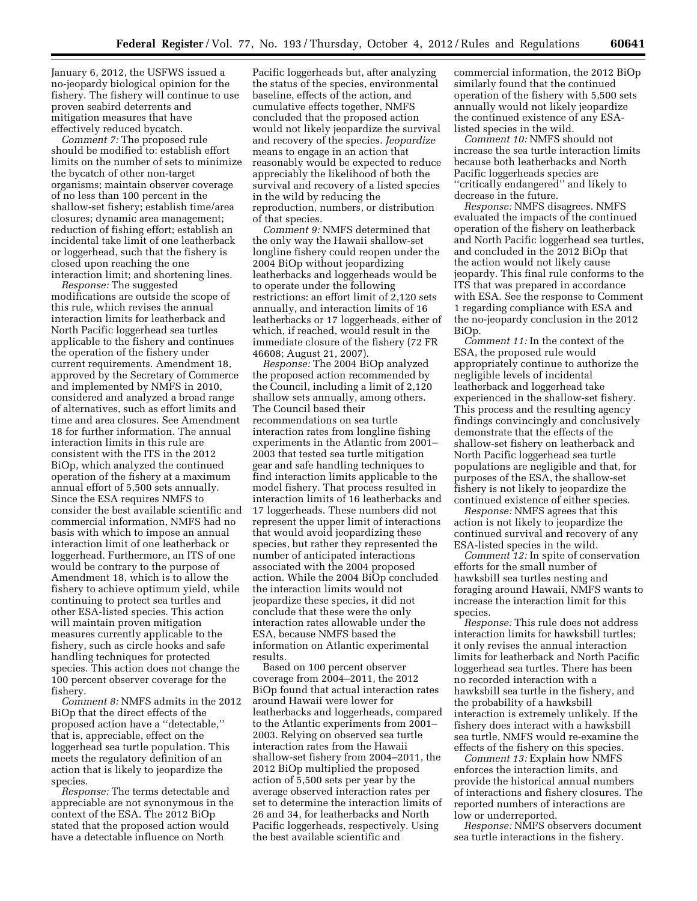January 6, 2012, the USFWS issued a no-jeopardy biological opinion for the fishery. The fishery will continue to use proven seabird deterrents and mitigation measures that have effectively reduced bycatch.

*Comment 7:* The proposed rule should be modified to: establish effort limits on the number of sets to minimize the bycatch of other non-target organisms; maintain observer coverage of no less than 100 percent in the shallow-set fishery; establish time/area closures; dynamic area management; reduction of fishing effort; establish an incidental take limit of one leatherback or loggerhead, such that the fishery is closed upon reaching the one interaction limit; and shortening lines.

*Response:* The suggested modifications are outside the scope of this rule, which revises the annual interaction limits for leatherback and North Pacific loggerhead sea turtles applicable to the fishery and continues the operation of the fishery under current requirements. Amendment 18, approved by the Secretary of Commerce and implemented by NMFS in 2010, considered and analyzed a broad range of alternatives, such as effort limits and time and area closures. See Amendment 18 for further information. The annual interaction limits in this rule are consistent with the ITS in the 2012 BiOp, which analyzed the continued operation of the fishery at a maximum annual effort of 5,500 sets annually. Since the ESA requires NMFS to consider the best available scientific and commercial information, NMFS had no basis with which to impose an annual interaction limit of one leatherback or loggerhead. Furthermore, an ITS of one would be contrary to the purpose of Amendment 18, which is to allow the fishery to achieve optimum yield, while continuing to protect sea turtles and other ESA-listed species. This action will maintain proven mitigation measures currently applicable to the fishery, such as circle hooks and safe handling techniques for protected species. This action does not change the 100 percent observer coverage for the fishery.

*Comment 8:* NMFS admits in the 2012 BiOp that the direct effects of the proposed action have a ''detectable,'' that is, appreciable, effect on the loggerhead sea turtle population. This meets the regulatory definition of an action that is likely to jeopardize the species.

*Response:* The terms detectable and appreciable are not synonymous in the context of the ESA. The 2012 BiOp stated that the proposed action would have a detectable influence on North Pacific loggerheads but, after analyzing the status of the species, environmental baseline, effects of the action, and cumulative effects together, NMFS concluded that the proposed action would not likely jeopardize the survival and recovery of the species. *Jeopardize* means to engage in an action that reasonably would be expected to reduce appreciably the likelihood of both the survival and recovery of a listed species in the wild by reducing the reproduction, numbers, or distribution of that species.

*Comment 9:* NMFS determined that the only way the Hawaii shallow-set longline fishery could reopen under the 2004 BiOp without jeopardizing leatherbacks and loggerheads would be to operate under the following restrictions: an effort limit of 2,120 sets annually, and interaction limits of 16 leatherbacks or 17 loggerheads, either of which, if reached, would result in the immediate closure of the fishery (72 FR 46608; August 21, 2007).

*Response:* The 2004 BiOp analyzed the proposed action recommended by the Council, including a limit of 2,120 shallow sets annually, among others. The Council based their recommendations on sea turtle interaction rates from longline fishing experiments in the Atlantic from 2001–2003 that tested sea turtle mitigation gear and safe handling techniques to find interaction limits applicable to the model fishery. That process resulted in interaction limits of 16 leatherbacks and 17 loggerheads. These numbers did not represent the upper limit of interactions that would avoid jeopardizing these species, but rather they represented the number of anticipated interactions associated with the 2004 proposed action. While the 2004 BiOp concluded the interaction limits would not jeopardize these species, it did not conclude that these were the only interaction rates allowable under the ESA, because NMFS based the information on Atlantic experimental results.

Based on 100 percent observer coverage from 2004–2011, the 2012 BiOp found that actual interaction rates around Hawaii were lower for leatherbacks and loggerheads, compared to the Atlantic experiments from 2001–2003. Relying on observed sea turtle interaction rates from the Hawaii shallow-set fishery from 2004–2011, the 2012 BiOp multiplied the proposed action of 5,500 sets per year by the average observed interaction rates per set to determine the interaction limits of 26 and 34, for leatherbacks and North Pacific loggerheads, respectively. Using the best available scientific and commercial information, the 2012 BiOp similarly found that the continued operation of the fishery with 5,500 sets annually would not likely jeopardize the continued existence of any ESA-listed species in the wild.

*Comment 10:* NMFS should not increase the sea turtle interaction limits because both leatherbacks and North Pacific loggerheads species are ''critically endangered'' and likely to decrease in the future.

*Response:* NMFS disagrees. NMFS evaluated the impacts of the continued operation of the fishery on leatherback and North Pacific loggerhead sea turtles, and concluded in the 2012 BiOp that the action would not likely cause jeopardy. This final rule conforms to the ITS that was prepared in accordance with ESA. See the response to Comment 1 regarding compliance with ESA and the no-jeopardy conclusion in the 2012 BiOp.

*Comment 11:* In the context of the ESA, the proposed rule would appropriately continue to authorize the negligible levels of incidental leatherback and loggerhead take experienced in the shallow-set fishery. This process and the resulting agency findings convincingly and conclusively demonstrate that the effects of the shallow-set fishery on leatherback and North Pacific loggerhead sea turtle populations are negligible and that, for purposes of the ESA, the shallow-set fishery is not likely to jeopardize the continued existence of either species.

*Response:* NMFS agrees that this action is not likely to jeopardize the continued survival and recovery of any ESA-listed species in the wild.

*Comment 12:* In spite of conservation efforts for the small number of hawksbill sea turtles nesting and foraging around Hawaii, NMFS wants to increase the interaction limit for this species.

*Response:* This rule does not address interaction limits for hawksbill turtles; it only revises the annual interaction limits for leatherback and North Pacific loggerhead sea turtles. There has been no recorded interaction with a hawksbill sea turtle in the fishery, and the probability of a hawksbill interaction is extremely unlikely. If the fishery does interact with a hawksbill sea turtle, NMFS would re-examine the effects of the fishery on this species.

*Comment 13:* Explain how NMFS enforces the interaction limits, and provide the historical annual numbers of interactions and fishery closures. The reported numbers of interactions are low or underreported.

*Response:* NMFS observers document sea turtle interactions in the fishery.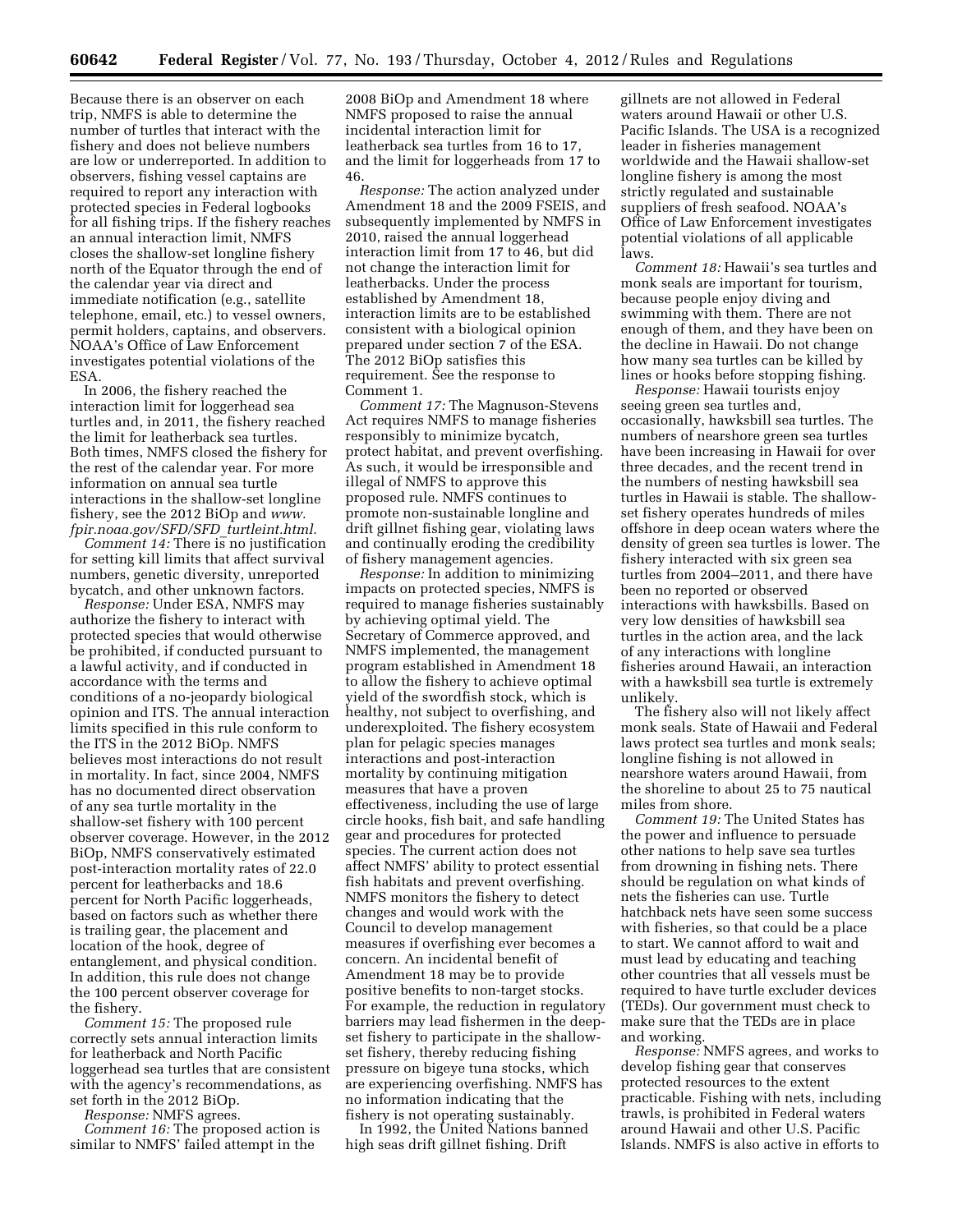Because there is an observer on each trip, NMFS is able to determine the number of turtles that interact with the fishery and does not believe numbers are low or underreported. In addition to observers, fishing vessel captains are required to report any interaction with protected species in Federal logbooks for all fishing trips. If the fishery reaches an annual interaction limit, NMFS closes the shallow-set longline fishery north of the Equator through the end of the calendar year via direct and immediate notification (e.g., satellite telephone, email, etc.) to vessel owners, permit holders, captains, and observers. NOAA's Office of Law Enforcement investigates potential violations of the ESA.

In 2006, the fishery reached the interaction limit for loggerhead sea turtles and, in 2011, the fishery reached the limit for leatherback sea turtles. Both times, NMFS closed the fishery for the rest of the calendar year. For more information on annual sea turtle interactions in the shallow-set longline fishery, see the 2012 BiOp and *www.fpir.noaa.gov/SFD/SFD_turtleint.html.*

*Comment 14:* There is no justification for setting kill limits that affect survival numbers, genetic diversity, unreported bycatch, and other unknown factors.

*Response:* Under ESA, NMFS may authorize the fishery to interact with protected species that would otherwise be prohibited, if conducted pursuant to a lawful activity, and if conducted in accordance with the terms and conditions of a no-jeopardy biological opinion and ITS. The annual interaction limits specified in this rule conform to the ITS in the 2012 BiOp. NMFS believes most interactions do not result in mortality. In fact, since 2004, NMFS has no documented direct observation of any sea turtle mortality in the shallow-set fishery with 100 percent observer coverage. However, in the 2012 BiOp, NMFS conservatively estimated post-interaction mortality rates of 22.0 percent for leatherbacks and 18.6 percent for North Pacific loggerheads, based on factors such as whether there is trailing gear, the placement and location of the hook, degree of entanglement, and physical condition. In addition, this rule does not change the 100 percent observer coverage for the fishery.

*Comment 15:* The proposed rule correctly sets annual interaction limits for leatherback and North Pacific loggerhead sea turtles that are consistent with the agency's recommendations, as set forth in the 2012 BiOp.

*Response:* NMFS agrees.

*Comment 16:* The proposed action is similar to NMFS' failed attempt in the 2008 BiOp and Amendment 18 where NMFS proposed to raise the annual incidental interaction limit for leatherback sea turtles from 16 to 17, and the limit for loggerheads from 17 to 46.

*Response:* The action analyzed under Amendment 18 and the 2009 FSEIS, and subsequently implemented by NMFS in 2010, raised the annual loggerhead interaction limit from 17 to 46, but did not change the interaction limit for leatherbacks. Under the process established by Amendment 18, interaction limits are to be established consistent with a biological opinion prepared under section 7 of the ESA. The 2012 BiOp satisfies this requirement. See the response to Comment 1.

*Comment 17:* The Magnuson-Stevens Act requires NMFS to manage fisheries responsibly to minimize bycatch, protect habitat, and prevent overfishing. As such, it would be irresponsible and illegal of NMFS to approve this proposed rule. NMFS continues to promote non-sustainable longline and drift gillnet fishing gear, violating laws and continually eroding the credibility of fishery management agencies.

*Response:* In addition to minimizing impacts on protected species, NMFS is required to manage fisheries sustainably by achieving optimal yield. The Secretary of Commerce approved, and NMFS implemented, the management program established in Amendment 18 to allow the fishery to achieve optimal yield of the swordfish stock, which is healthy, not subject to overfishing, and underexploited. The fishery ecosystem plan for pelagic species manages interactions and post-interaction mortality by continuing mitigation measures that have a proven effectiveness, including the use of large circle hooks, fish bait, and safe handling gear and procedures for protected species. The current action does not affect NMFS' ability to protect essential fish habitats and prevent overfishing. NMFS monitors the fishery to detect changes and would work with the Council to develop management measures if overfishing ever becomes a concern. An incidental benefit of Amendment 18 may be to provide positive benefits to non-target stocks. For example, the reduction in regulatory barriers may lead fishermen in the deep-set fishery to participate in the shallow-set fishery, thereby reducing fishing pressure on bigeye tuna stocks, which are experiencing overfishing. NMFS has no information indicating that the fishery is not operating sustainably.

In 1992, the United Nations banned high seas drift gillnet fishing. Drift gillnets are not allowed in Federal waters around Hawaii or other U.S. Pacific Islands. The USA is a recognized leader in fisheries management worldwide and the Hawaii shallow-set longline fishery is among the most strictly regulated and sustainable suppliers of fresh seafood. NOAA's Office of Law Enforcement investigates potential violations of all applicable laws.

*Comment 18:* Hawaii's sea turtles and monk seals are important for tourism, because people enjoy diving and swimming with them. There are not enough of them, and they have been on the decline in Hawaii. Do not change how many sea turtles can be killed by lines or hooks before stopping fishing.

*Response:* Hawaii tourists enjoy seeing green sea turtles and, occasionally, hawksbill sea turtles. The numbers of nearshore green sea turtles have been increasing in Hawaii for over three decades, and the recent trend in the numbers of nesting hawksbill sea turtles in Hawaii is stable. The shallow-set fishery operates hundreds of miles offshore in deep ocean waters where the density of green sea turtles is lower. The fishery interacted with six green sea turtles from 2004–2011, and there have been no reported or observed interactions with hawksbills. Based on very low densities of hawksbill sea turtles in the action area, and the lack of any interactions with longline fisheries around Hawaii, an interaction with a hawksbill sea turtle is extremely unlikely.

The fishery also will not likely affect monk seals. State of Hawaii and Federal laws protect sea turtles and monk seals; longline fishing is not allowed in nearshore waters around Hawaii, from the shoreline to about 25 to 75 nautical miles from shore.

*Comment 19:* The United States has the power and influence to persuade other nations to help save sea turtles from drowning in fishing nets. There should be regulation on what kinds of nets the fisheries can use. Turtle hatchback nets have seen some success with fisheries, so that could be a place to start. We cannot afford to wait and must lead by educating and teaching other countries that all vessels must be required to have turtle excluder devices (TEDs). Our government must check to make sure that the TEDs are in place and working.

*Response:* NMFS agrees, and works to develop fishing gear that conserves protected resources to the extent practicable. Fishing with nets, including trawls, is prohibited in Federal waters around Hawaii and other U.S. Pacific Islands. NMFS is also active in efforts to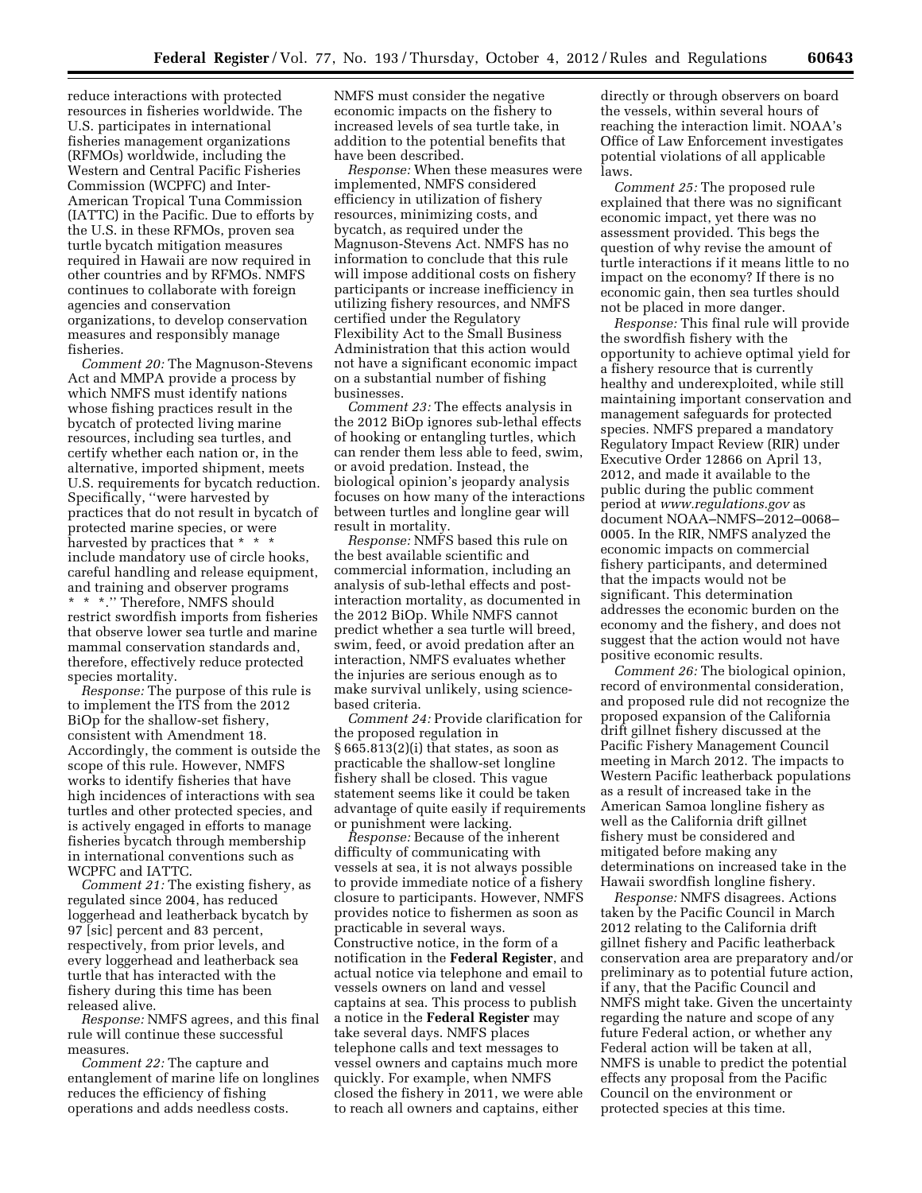reduce interactions with protected resources in fisheries worldwide. The U.S. participates in international fisheries management organizations (RFMOs) worldwide, including the Western and Central Pacific Fisheries Commission (WCPFC) and Inter-American Tropical Tuna Commission (IATTC) in the Pacific. Due to efforts by the U.S. in these RFMOs, proven sea turtle bycatch mitigation measures required in Hawaii are now required in other countries and by RFMOs. NMFS continues to collaborate with foreign agencies and conservation organizations, to develop conservation measures and responsibly manage fisheries.

*Comment 20:* The Magnuson-Stevens Act and MMPA provide a process by which NMFS must identify nations whose fishing practices result in the bycatch of protected living marine resources, including sea turtles, and certify whether each nation or, in the alternative, imported shipment, meets U.S. requirements for bycatch reduction. Specifically, ''were harvested by practices that do not result in bycatch of protected marine species, or were harvested by practices that * * * include mandatory use of circle hooks, careful handling and release equipment, and training and observer programs * * *.'' Therefore, NMFS should restrict swordfish imports from fisheries that observe lower sea turtle and marine mammal conservation standards and, therefore, effectively reduce protected species mortality.

*Response:* The purpose of this rule is to implement the ITS from the 2012 BiOp for the shallow-set fishery, consistent with Amendment 18. Accordingly, the comment is outside the scope of this rule. However, NMFS works to identify fisheries that have high incidences of interactions with sea turtles and other protected species, and is actively engaged in efforts to manage fisheries bycatch through membership in international conventions such as WCPFC and IATTC.

*Comment 21:* The existing fishery, as regulated since 2004, has reduced loggerhead and leatherback bycatch by 97 [sic] percent and 83 percent, respectively, from prior levels, and every loggerhead and leatherback sea turtle that has interacted with the fishery during this time has been released alive.

*Response:* NMFS agrees, and this final rule will continue these successful measures.

*Comment 22:* The capture and entanglement of marine life on longlines reduces the efficiency of fishing operations and adds needless costs. NMFS must consider the negative economic impacts on the fishery to increased levels of sea turtle take, in addition to the potential benefits that have been described.

*Response:* When these measures were implemented, NMFS considered efficiency in utilization of fishery resources, minimizing costs, and bycatch, as required under the Magnuson-Stevens Act. NMFS has no information to conclude that this rule will impose additional costs on fishery participants or increase inefficiency in utilizing fishery resources, and NMFS certified under the Regulatory Flexibility Act to the Small Business Administration that this action would not have a significant economic impact on a substantial number of fishing businesses.

*Comment 23:* The effects analysis in the 2012 BiOp ignores sub-lethal effects of hooking or entangling turtles, which can render them less able to feed, swim, or avoid predation. Instead, the biological opinion's jeopardy analysis focuses on how many of the interactions between turtles and longline gear will result in mortality.

*Response:* NMFS based this rule on the best available scientific and commercial information, including an analysis of sub-lethal effects and post-interaction mortality, as documented in the 2012 BiOp. While NMFS cannot predict whether a sea turtle will breed, swim, feed, or avoid predation after an interaction, NMFS evaluates whether the injuries are serious enough as to make survival unlikely, using science-based criteria.

*Comment 24:* Provide clarification for the proposed regulation in § 665.813(2)(i) that states, as soon as practicable the shallow-set longline fishery shall be closed. This vague statement seems like it could be taken advantage of quite easily if requirements or punishment were lacking.

*Response:* Because of the inherent difficulty of communicating with vessels at sea, it is not always possible to provide immediate notice of a fishery closure to participants. However, NMFS provides notice to fishermen as soon as practicable in several ways. Constructive notice, in the form of a notification in the **Federal Register**, and actual notice via telephone and email to vessels owners on land and vessel captains at sea. This process to publish a notice in the **Federal Register** may take several days. NMFS places telephone calls and text messages to vessel owners and captains much more quickly. For example, when NMFS closed the fishery in 2011, we were able to reach all owners and captains, either directly or through observers on board the vessels, within several hours of reaching the interaction limit. NOAA's Office of Law Enforcement investigates potential violations of all applicable laws.

*Comment 25:* The proposed rule explained that there was no significant economic impact, yet there was no assessment provided. This begs the question of why revise the amount of turtle interactions if it means little to no impact on the economy? If there is no economic gain, then sea turtles should not be placed in more danger.

*Response:* This final rule will provide the swordfish fishery with the opportunity to achieve optimal yield for a fishery resource that is currently healthy and underexploited, while still maintaining important conservation and management safeguards for protected species. NMFS prepared a mandatory Regulatory Impact Review (RIR) under Executive Order 12866 on April 13, 2012, and made it available to the public during the public comment period at *www.regulations.gov* as document NOAA–NMFS–2012–0068–0005. In the RIR, NMFS analyzed the economic impacts on commercial fishery participants, and determined that the impacts would not be significant. This determination addresses the economic burden on the economy and the fishery, and does not suggest that the action would not have positive economic results.

*Comment 26:* The biological opinion, record of environmental consideration, and proposed rule did not recognize the proposed expansion of the California drift gillnet fishery discussed at the Pacific Fishery Management Council meeting in March 2012. The impacts to Western Pacific leatherback populations as a result of increased take in the American Samoa longline fishery as well as the California drift gillnet fishery must be considered and mitigated before making any determinations on increased take in the Hawaii swordfish longline fishery.

*Response:* NMFS disagrees. Actions taken by the Pacific Council in March 2012 relating to the California drift gillnet fishery and Pacific leatherback conservation area are preparatory and/or preliminary as to potential future action, if any, that the Pacific Council and NMFS might take. Given the uncertainty regarding the nature and scope of any future Federal action, or whether any Federal action will be taken at all, NMFS is unable to predict the potential effects any proposal from the Pacific Council on the environment or protected species at this time.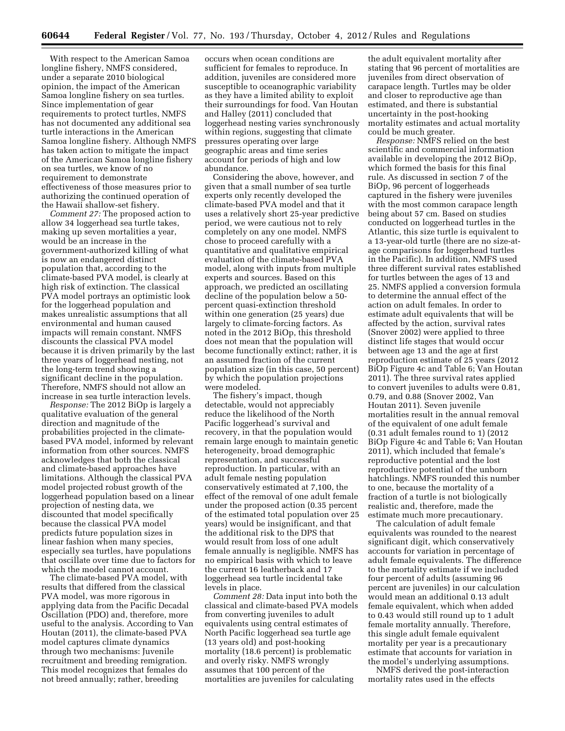With respect to the American Samoa longline fishery, NMFS considered, under a separate 2010 biological opinion, the impact of the American Samoa longline fishery on sea turtles. Since implementation of gear requirements to protect turtles, NMFS has not documented any additional sea turtle interactions in the American Samoa longline fishery. Although NMFS has taken action to mitigate the impact of the American Samoa longline fishery on sea turtles, we know of no requirement to demonstrate effectiveness of those measures prior to authorizing the continued operation of the Hawaii shallow-set fishery.

*Comment 27:* The proposed action to allow 34 loggerhead sea turtle takes, making up seven mortalities a year, would be an increase in the government-authorized killing of what is now an endangered distinct population that, according to the climate-based PVA model, is clearly at high risk of extinction. The classical PVA model portrays an optimistic look for the loggerhead population and makes unrealistic assumptions that all environmental and human caused impacts will remain constant. NMFS discounts the classical PVA model because it is driven primarily by the last three years of loggerhead nesting, not the long-term trend showing a significant decline in the population. Therefore, NMFS should not allow an increase in sea turtle interaction levels.

*Response:* The 2012 BiOp is largely a qualitative evaluation of the general direction and magnitude of the probabilities projected in the climate-based PVA model, informed by relevant information from other sources. NMFS acknowledges that both the classical and climate-based approaches have limitations. Although the classical PVA model projected robust growth of the loggerhead population based on a linear projection of nesting data, we discounted that model specifically because the classical PVA model predicts future population sizes in linear fashion when many species, especially sea turtles, have populations that oscillate over time due to factors for which the model cannot account.

The climate-based PVA model, with results that differed from the classical PVA model, was more rigorous in applying data from the Pacific Decadal Oscillation (PDO) and, therefore, more useful to the analysis. According to Van Houtan (2011), the climate-based PVA model captures climate dynamics through two mechanisms: Juvenile recruitment and breeding remigration. This model recognizes that females do not breed annually; rather, breeding occurs when ocean conditions are sufficient for females to reproduce. In addition, juveniles are considered more susceptible to oceanographic variability as they have a limited ability to exploit their surroundings for food. Van Houtan and Halley (2011) concluded that loggerhead nesting varies synchronously within regions, suggesting that climate pressures operating over large geographic areas and time series account for periods of high and low abundance.

Considering the above, however, and given that a small number of sea turtle experts only recently developed the climate-based PVA model and that it uses a relatively short 25-year predictive period, we were cautious not to rely completely on any one model. NMFS chose to proceed carefully with a quantitative and qualitative empirical evaluation of the climate-based PVA model, along with inputs from multiple experts and sources. Based on this approach, we predicted an oscillating decline of the population below a 50-percent quasi-extinction threshold within one generation (25 years) due largely to climate-forcing factors. As noted in the 2012 BiOp, this threshold does not mean that the population will become functionally extinct; rather, it is an assumed fraction of the current population size (in this case, 50 percent) by which the population projections were modeled.

The fishery's impact, though detectable, would not appreciably reduce the likelihood of the North Pacific loggerhead's survival and recovery, in that the population would remain large enough to maintain genetic heterogeneity, broad demographic representation, and successful reproduction. In particular, with an adult female nesting population conservatively estimated at 7,100, the effect of the removal of one adult female under the proposed action (0.35 percent of the estimated total population over 25 years) would be insignificant, and that the additional risk to the DPS that would result from loss of one adult female annually is negligible. NMFS has no empirical basis with which to leave the current 16 leatherback and 17 loggerhead sea turtle incidental take levels in place.

*Comment 28:* Data input into both the classical and climate-based PVA models from converting juveniles to adult equivalents using central estimates of North Pacific loggerhead sea turtle age (13 years old) and post-hooking mortality (18.6 percent) is problematic and overly risky. NMFS wrongly assumes that 100 percent of the mortalities are juveniles for calculating the adult equivalent mortality after stating that 96 percent of mortalities are juveniles from direct observation of carapace length. Turtles may be older and closer to reproductive age than estimated, and there is substantial uncertainty in the post-hooking mortality estimates and actual mortality could be much greater.

*Response:* NMFS relied on the best scientific and commercial information available in developing the 2012 BiOp, which formed the basis for this final rule. As discussed in section 7 of the BiOp, 96 percent of loggerheads captured in the fishery were juveniles with the most common carapace length being about 57 cm. Based on studies conducted on loggerhead turtles in the Atlantic, this size turtle is equivalent to a 13-year-old turtle (there are no size-at-age comparisons for loggerhead turtles in the Pacific). In addition, NMFS used three different survival rates established for turtles between the ages of 13 and 25. NMFS applied a conversion formula to determine the annual effect of the action on adult females. In order to estimate adult equivalents that will be affected by the action, survival rates (Snover 2002) were applied to three distinct life stages that would occur between age 13 and the age at first reproduction estimate of 25 years (2012 BiOp Figure 4c and Table 6; Van Houtan 2011). The three survival rates applied to convert juveniles to adults were 0.81, 0.79, and 0.88 (Snover 2002, Van Houtan 2011). Seven juvenile mortalities result in the annual removal of the equivalent of one adult female (0.31 adult females round to 1) (2012 BiOp Figure 4c and Table 6; Van Houtan 2011), which included that female's reproductive potential and the lost reproductive potential of the unborn hatchlings. NMFS rounded this number to one, because the mortality of a fraction of a turtle is not biologically realistic and, therefore, made the estimate much more precautionary.

The calculation of adult female equivalents was rounded to the nearest significant digit, which conservatively accounts for variation in percentage of adult female equivalents. The difference to the mortality estimate if we included four percent of adults (assuming 96 percent are juveniles) in our calculation would mean an additional 0.13 adult female equivalent, which when added to 0.43 would still round up to 1 adult female mortality annually. Therefore, this single adult female equivalent mortality per year is a precautionary estimate that accounts for variation in the model's underlying assumptions.

NMFS derived the post-interaction mortality rates used in the effects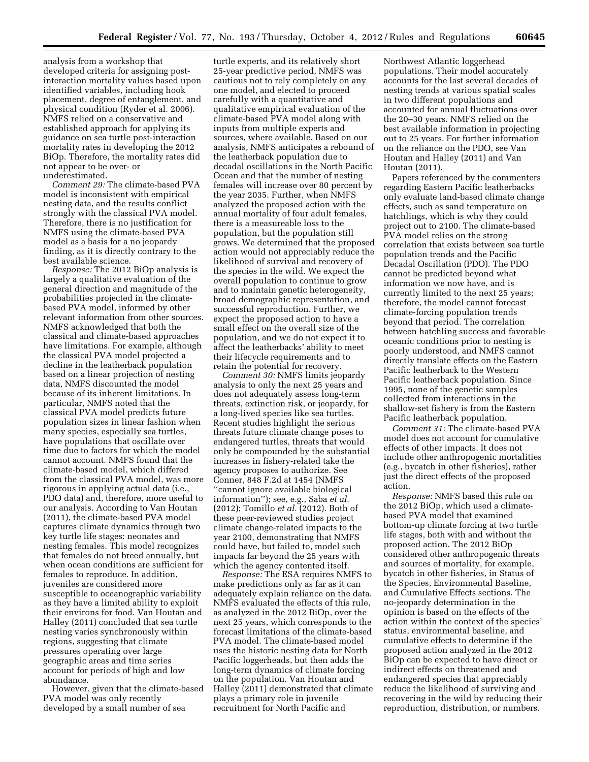analysis from a workshop that developed criteria for assigning post-interaction mortality values based upon identified variables, including hook placement, degree of entanglement, and physical condition (Ryder et al. 2006). NMFS relied on a conservative and established approach for applying its guidance on sea turtle post-interaction mortality rates in developing the 2012 BiOp. Therefore, the mortality rates did not appear to be over- or underestimated.

*Comment 29:* The climate-based PVA model is inconsistent with empirical nesting data, and the results conflict strongly with the classical PVA model. Therefore, there is no justification for NMFS using the climate-based PVA model as a basis for a no jeopardy finding, as it is directly contrary to the best available science.

*Response:* The 2012 BiOp analysis is largely a qualitative evaluation of the general direction and magnitude of the probabilities projected in the climate-based PVA model, informed by other relevant information from other sources. NMFS acknowledged that both the classical and climate-based approaches have limitations. For example, although the classical PVA model projected a decline in the leatherback population based on a linear projection of nesting data, NMFS discounted the model because of its inherent limitations. In particular, NMFS noted that the classical PVA model predicts future population sizes in linear fashion when many species, especially sea turtles, have populations that oscillate over time due to factors for which the model cannot account. NMFS found that the climate-based model, which differed from the classical PVA model, was more rigorous in applying actual data (i.e., PDO data) and, therefore, more useful to our analysis. According to Van Houtan (2011), the climate-based PVA model captures climate dynamics through two key turtle life stages: neonates and nesting females. This model recognizes that females do not breed annually, but when ocean conditions are sufficient for females to reproduce. In addition, juveniles are considered more susceptible to oceanographic variability as they have a limited ability to exploit their environs for food. Van Houtan and Halley (2011) concluded that sea turtle nesting varies synchronously within regions, suggesting that climate pressures operating over large geographic areas and time series account for periods of high and low abundance.

However, given that the climate-based PVA model was only recently developed by a small number of sea turtle experts, and its relatively short 25-year predictive period, NMFS was cautious not to rely completely on any one model, and elected to proceed carefully with a quantitative and qualitative empirical evaluation of the climate-based PVA model along with inputs from multiple experts and sources, where available. Based on our analysis, NMFS anticipates a rebound of the leatherback population due to decadal oscillations in the North Pacific Ocean and that the number of nesting females will increase over 80 percent by the year 2035. Further, when NMFS analyzed the proposed action with the annual mortality of four adult females, there is a measureable loss to the population, but the population still grows. We determined that the proposed action would not appreciably reduce the likelihood of survival and recovery of the species in the wild. We expect the overall population to continue to grow and to maintain genetic heterogeneity, broad demographic representation, and successful reproduction. Further, we expect the proposed action to have a small effect on the overall size of the population, and we do not expect it to affect the leatherbacks' ability to meet their lifecycle requirements and to retain the potential for recovery.

*Comment 30:* NMFS limits jeopardy analysis to only the next 25 years and does not adequately assess long-term threats, extinction risk, or jeopardy, for a long-lived species like sea turtles. Recent studies highlight the serious threats future climate change poses to endangered turtles, threats that would only be compounded by the substantial increases in fishery-related take the agency proposes to authorize. See Conner, 848 F.2d at 1454 (NMFS ''cannot ignore available biological information''); see, e.g., Saba *et al.* (2012); Tomillo *et al.* (2012). Both of these peer-reviewed studies project climate change-related impacts to the year 2100, demonstrating that NMFS could have, but failed to, model such impacts far beyond the 25 years with which the agency contented itself.

*Response:* The ESA requires NMFS to make predictions only as far as it can adequately explain reliance on the data. NMFS evaluated the effects of this rule, as analyzed in the 2012 BiOp, over the next 25 years, which corresponds to the forecast limitations of the climate-based PVA model. The climate-based model uses the historic nesting data for North Pacific loggerheads, but then adds the long-term dynamics of climate forcing on the population. Van Houtan and Halley (2011) demonstrated that climate plays a primary role in juvenile recruitment for North Pacific and Northwest Atlantic loggerhead populations. Their model accurately accounts for the last several decades of nesting trends at various spatial scales in two different populations and accounted for annual fluctuations over the 20–30 years. NMFS relied on the best available information in projecting out to 25 years. For further information on the reliance on the PDO, see Van Houtan and Halley (2011) and Van Houtan (2011).

Papers referenced by the commenters regarding Eastern Pacific leatherbacks only evaluate land-based climate change effects, such as sand temperature on hatchlings, which is why they could project out to 2100. The climate-based PVA model relies on the strong correlation that exists between sea turtle population trends and the Pacific Decadal Oscillation (PDO). The PDO cannot be predicted beyond what information we now have, and is currently limited to the next 25 years; therefore, the model cannot forecast climate-forcing population trends beyond that period. The correlation between hatchling success and favorable oceanic conditions prior to nesting is poorly understood, and NMFS cannot directly translate effects on the Eastern Pacific leatherback to the Western Pacific leatherback population. Since 1995, none of the genetic samples collected from interactions in the shallow-set fishery is from the Eastern Pacific leatherback population.

*Comment 31:* The climate-based PVA model does not account for cumulative effects of other impacts. It does not include other anthropogenic mortalities (e.g., bycatch in other fisheries), rather just the direct effects of the proposed action.

*Response:* NMFS based this rule on the 2012 BiOp, which used a climate-based PVA model that examined bottom-up climate forcing at two turtle life stages, both with and without the proposed action. The 2012 BiOp considered other anthropogenic threats and sources of mortality, for example, bycatch in other fisheries, in Status of the Species, Environmental Baseline, and Cumulative Effects sections. The no-jeopardy determination in the opinion is based on the effects of the action within the context of the species' status, environmental baseline, and cumulative effects to determine if the proposed action analyzed in the 2012 BiOp can be expected to have direct or indirect effects on threatened and endangered species that appreciably reduce the likelihood of surviving and recovering in the wild by reducing their reproduction, distribution, or numbers.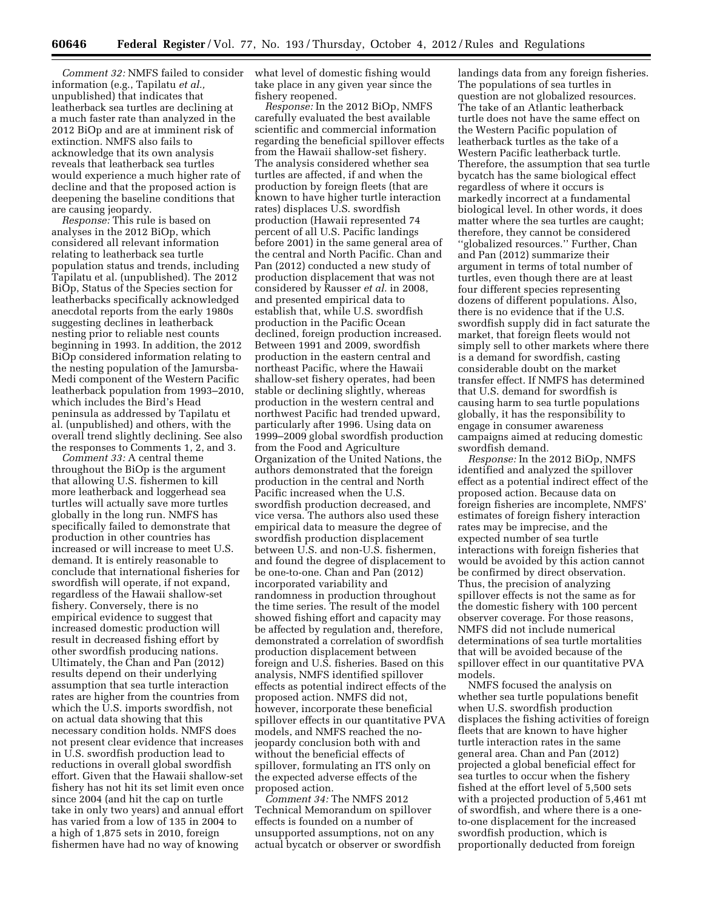*Comment 32:* NMFS failed to consider information (e.g., Tapilatu *et al.,* unpublished) that indicates that leatherback sea turtles are declining at a much faster rate than analyzed in the 2012 BiOp and are at imminent risk of extinction. NMFS also fails to acknowledge that its own analysis reveals that leatherback sea turtles would experience a much higher rate of decline and that the proposed action is deepening the baseline conditions that are causing jeopardy.

*Response:* This rule is based on analyses in the 2012 BiOp, which considered all relevant information relating to leatherback sea turtle population status and trends, including Tapilatu et al. (unpublished). The 2012 BiOp, Status of the Species section for leatherbacks specifically acknowledged anecdotal reports from the early 1980s suggesting declines in leatherback nesting prior to reliable nest counts beginning in 1993. In addition, the 2012 BiOp considered information relating to the nesting population of the Jamursba-Medi component of the Western Pacific leatherback population from 1993–2010, which includes the Bird's Head peninsula as addressed by Tapilatu et al. (unpublished) and others, with the overall trend slightly declining. See also the responses to Comments 1, 2, and 3.

*Comment 33:* A central theme throughout the BiOp is the argument that allowing U.S. fishermen to kill more leatherback and loggerhead sea turtles will actually save more turtles globally in the long run. NMFS has specifically failed to demonstrate that production in other countries has increased or will increase to meet U.S. demand. It is entirely reasonable to conclude that international fisheries for swordfish will operate, if not expand, regardless of the Hawaii shallow-set fishery. Conversely, there is no empirical evidence to suggest that increased domestic production will result in decreased fishing effort by other swordfish producing nations. Ultimately, the Chan and Pan (2012) results depend on their underlying assumption that sea turtle interaction rates are higher from the countries from which the U.S. imports swordfish, not on actual data showing that this necessary condition holds. NMFS does not present clear evidence that increases in U.S. swordfish production lead to reductions in overall global swordfish effort. Given that the Hawaii shallow-set fishery has not hit its set limit even once since 2004 (and hit the cap on turtle take in only two years) and annual effort has varied from a low of 135 in 2004 to a high of 1,875 sets in 2010, foreign fishermen have had no way of knowing what level of domestic fishing would take place in any given year since the fishery reopened.

*Response:* In the 2012 BiOp, NMFS carefully evaluated the best available scientific and commercial information regarding the beneficial spillover effects from the Hawaii shallow-set fishery. The analysis considered whether sea turtles are affected, if and when the production by foreign fleets (that are known to have higher turtle interaction rates) displaces U.S. swordfish production (Hawaii represented 74 percent of all U.S. Pacific landings before 2001) in the same general area of the central and North Pacific. Chan and Pan (2012) conducted a new study of production displacement that was not considered by Rausser *et al.* in 2008, and presented empirical data to establish that, while U.S. swordfish production in the Pacific Ocean declined, foreign production increased. Between 1991 and 2009, swordfish production in the eastern central and northeast Pacific, where the Hawaii shallow-set fishery operates, had been stable or declining slightly, whereas production in the western central and northwest Pacific had trended upward, particularly after 1996. Using data on 1999–2009 global swordfish production from the Food and Agriculture Organization of the United Nations, the authors demonstrated that the foreign production in the central and North Pacific increased when the U.S. swordfish production decreased, and vice versa. The authors also used these empirical data to measure the degree of swordfish production displacement between U.S. and non-U.S. fishermen, and found the degree of displacement to be one-to-one. Chan and Pan (2012) incorporated variability and randomness in production throughout the time series. The result of the model showed fishing effort and capacity may be affected by regulation and, therefore, demonstrated a correlation of swordfish production displacement between foreign and U.S. fisheries. Based on this analysis, NMFS identified spillover effects as potential indirect effects of the proposed action. NMFS did not, however, incorporate these beneficial spillover effects in our quantitative PVA models, and NMFS reached the no-jeopardy conclusion both with and without the beneficial effects of spillover, formulating an ITS only on the expected adverse effects of the proposed action.

*Comment 34:* The NMFS 2012 Technical Memorandum on spillover effects is founded on a number of unsupported assumptions, not on any actual bycatch or observer or swordfish landings data from any foreign fisheries. The populations of sea turtles in question are not globalized resources. The take of an Atlantic leatherback turtle does not have the same effect on the Western Pacific population of leatherback turtles as the take of a Western Pacific leatherback turtle. Therefore, the assumption that sea turtle bycatch has the same biological effect regardless of where it occurs is markedly incorrect at a fundamental biological level. In other words, it does matter where the sea turtles are caught; therefore, they cannot be considered ''globalized resources.'' Further, Chan and Pan (2012) summarize their argument in terms of total number of turtles, even though there are at least four different species representing dozens of different populations. Also, there is no evidence that if the U.S. swordfish supply did in fact saturate the market, that foreign fleets would not simply sell to other markets where there is a demand for swordfish, casting considerable doubt on the market transfer effect. If NMFS has determined that U.S. demand for swordfish is causing harm to sea turtle populations globally, it has the responsibility to engage in consumer awareness campaigns aimed at reducing domestic swordfish demand.

*Response:* In the 2012 BiOp, NMFS identified and analyzed the spillover effect as a potential indirect effect of the proposed action. Because data on foreign fisheries are incomplete, NMFS' estimates of foreign fishery interaction rates may be imprecise, and the expected number of sea turtle interactions with foreign fisheries that would be avoided by this action cannot be confirmed by direct observation. Thus, the precision of analyzing spillover effects is not the same as for the domestic fishery with 100 percent observer coverage. For those reasons, NMFS did not include numerical determinations of sea turtle mortalities that will be avoided because of the spillover effect in our quantitative PVA models.

NMFS focused the analysis on whether sea turtle populations benefit when U.S. swordfish production displaces the fishing activities of foreign fleets that are known to have higher turtle interaction rates in the same general area. Chan and Pan (2012) projected a global beneficial effect for sea turtles to occur when the fishery fished at the effort level of 5,500 sets with a projected production of 5,461 mt of swordfish, and where there is a one-to-one displacement for the increased swordfish production, which is proportionally deducted from foreign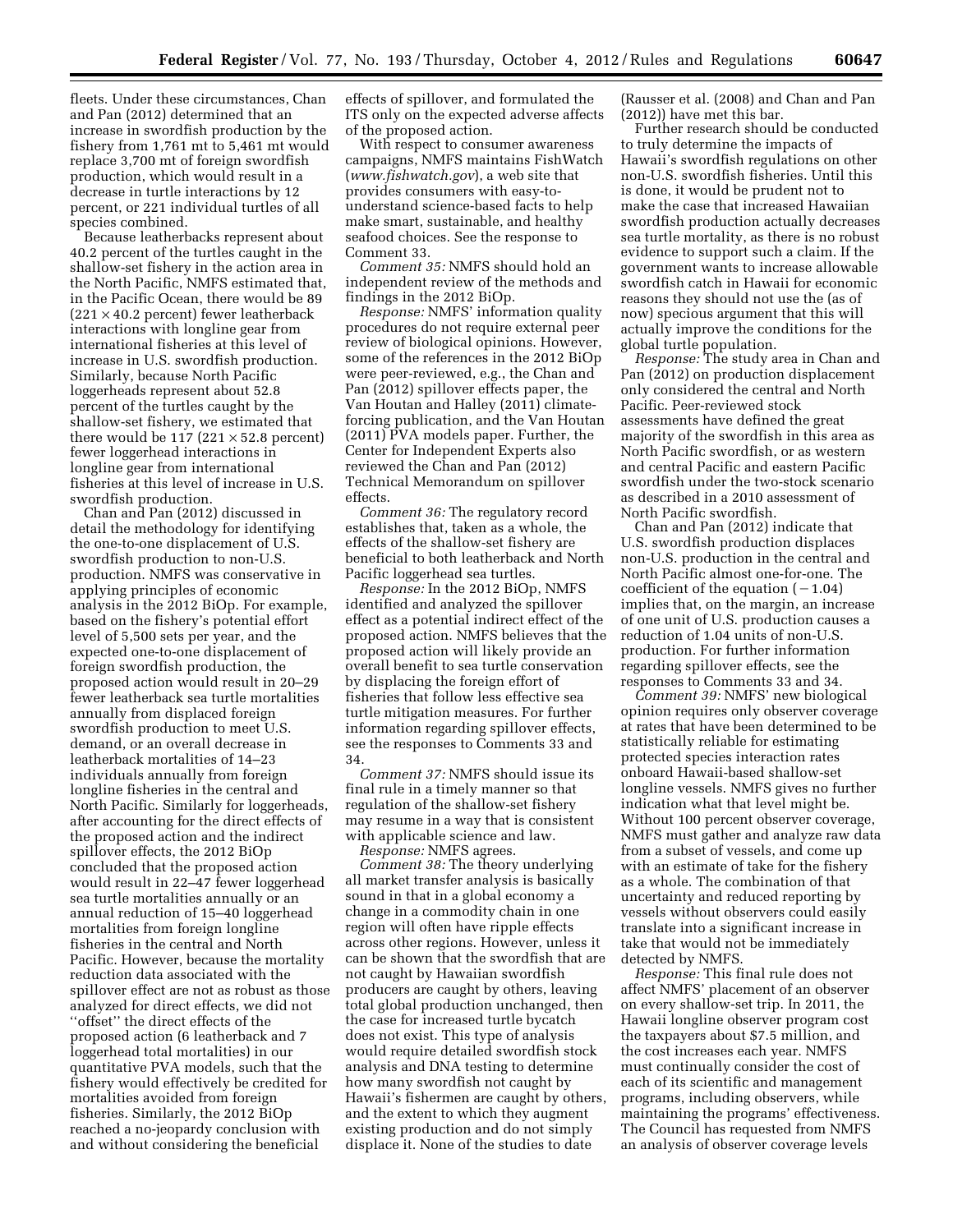fleets. Under these circumstances, Chan and Pan (2012) determined that an increase in swordfish production by the fishery from 1,761 mt to 5,461 mt would replace 3,700 mt of foreign swordfish production, which would result in a decrease in turtle interactions by 12 percent, or 221 individual turtles of all species combined.

Because leatherbacks represent about 40.2 percent of the turtles caught in the shallow-set fishery in the action area in the North Pacific, NMFS estimated that, in the Pacific Ocean, there would be 89 ($221 \times 40.2$ percent) fewer leatherback interactions with longline gear from international fisheries at this level of increase in U.S. swordfish production. Similarly, because North Pacific loggerheads represent about 52.8 percent of the turtles caught by the shallow-set fishery, we estimated that there would be 117 ($221 \times 52.8$ percent) fewer loggerhead interactions in longline gear from international fisheries at this level of increase in U.S. swordfish production.

Chan and Pan (2012) discussed in detail the methodology for identifying the one-to-one displacement of U.S. swordfish production to non-U.S. production. NMFS was conservative in applying principles of economic analysis in the 2012 BiOp. For example, based on the fishery's potential effort level of 5,500 sets per year, and the expected one-to-one displacement of foreign swordfish production, the proposed action would result in 20–29 fewer leatherback sea turtle mortalities annually from displaced foreign swordfish production to meet U.S. demand, or an overall decrease in leatherback mortalities of 14–23 individuals annually from foreign longline fisheries in the central and North Pacific. Similarly for loggerheads, after accounting for the direct effects of the proposed action and the indirect spillover effects, the 2012 BiOp concluded that the proposed action would result in 22–47 fewer loggerhead sea turtle mortalities annually or an annual reduction of 15–40 loggerhead mortalities from foreign longline fisheries in the central and North Pacific. However, because the mortality reduction data associated with the spillover effect are not as robust as those analyzed for direct effects, we did not "offset" the direct effects of the proposed action (6 leatherback and 7 loggerhead total mortalities) in our quantitative PVA models, such that the fishery would effectively be credited for mortalities avoided from foreign fisheries. Similarly, the 2012 BiOp reached a no-jeopardy conclusion with and without considering the beneficial effects of spillover, and formulated the ITS only on the expected adverse affects of the proposed action.

With respect to consumer awareness campaigns, NMFS maintains FishWatch (*www.fishwatch.gov*), a web site that provides consumers with easy-to-understand science-based facts to help make smart, sustainable, and healthy seafood choices. See the response to Comment 33.

*Comment 35:* NMFS should hold an independent review of the methods and findings in the 2012 BiOp.

*Response:* NMFS' information quality procedures do not require external peer review of biological opinions. However, some of the references in the 2012 BiOp were peer-reviewed, e.g., the Chan and Pan (2012) spillover effects paper, the Van Houtan and Halley (2011) climate-forcing publication, and the Van Houtan (2011) PVA models paper. Further, the Center for Independent Experts also reviewed the Chan and Pan (2012) Technical Memorandum on spillover effects.

*Comment 36:* The regulatory record establishes that, taken as a whole, the effects of the shallow-set fishery are beneficial to both leatherback and North Pacific loggerhead sea turtles.

*Response:* In the 2012 BiOp, NMFS identified and analyzed the spillover effect as a potential indirect effect of the proposed action. NMFS believes that the proposed action will likely provide an overall benefit to sea turtle conservation by displacing the foreign effort of fisheries that follow less effective sea turtle mitigation measures. For further information regarding spillover effects, see the responses to Comments 33 and 34.

*Comment 37:* NMFS should issue its final rule in a timely manner so that regulation of the shallow-set fishery may resume in a way that is consistent with applicable science and law.

*Response:* NMFS agrees.

*Comment 38:* The theory underlying all market transfer analysis is basically sound in that in a global economy a change in a commodity chain in one region will often have ripple effects across other regions. However, unless it can be shown that the swordfish that are not caught by Hawaiian swordfish producers are caught by others, leaving total global production unchanged, then the case for increased turtle bycatch does not exist. This type of analysis would require detailed swordfish stock analysis and DNA testing to determine how many swordfish not caught by Hawaii's fishermen are caught by others, and the extent to which they augment existing production and do not simply displace it. None of the studies to date (Rausser et al. (2008) and Chan and Pan (2012)) have met this bar.

Further research should be conducted to truly determine the impacts of Hawaii's swordfish regulations on other non-U.S. swordfish fisheries. Until this is done, it would be prudent not to make the case that increased Hawaiian swordfish production actually decreases sea turtle mortality, as there is no robust evidence to support such a claim. If the government wants to increase allowable swordfish catch in Hawaii for economic reasons they should not use the (as of now) specious argument that this will actually improve the conditions for the global turtle population.

*Response:* The study area in Chan and Pan (2012) on production displacement only considered the central and North Pacific. Peer-reviewed stock assessments have defined the great majority of the swordfish in this area as North Pacific swordfish, or as western and central Pacific and eastern Pacific swordfish under the two-stock scenario as described in a 2010 assessment of North Pacific swordfish.

Chan and Pan (2012) indicate that U.S. swordfish production displaces non-U.S. production in the central and North Pacific almost one-for-one. The coefficient of the equation ($-1.04$) implies that, on the margin, an increase of one unit of U.S. production causes a reduction of 1.04 units of non-U.S. production. For further information regarding spillover effects, see the responses to Comments 33 and 34.

*Comment 39:* NMFS' new biological opinion requires only observer coverage at rates that have been determined to be statistically reliable for estimating protected species interaction rates onboard Hawaii-based shallow-set longline vessels. NMFS gives no further indication what that level might be. Without 100 percent observer coverage, NMFS must gather and analyze raw data from a subset of vessels, and come up with an estimate of take for the fishery as a whole. The combination of that uncertainty and reduced reporting by vessels without observers could easily translate into a significant increase in take that would not be immediately detected by NMFS.

*Response:* This final rule does not affect NMFS' placement of an observer on every shallow-set trip. In 2011, the Hawaii longline observer program cost the taxpayers about $7.5 million, and the cost increases each year. NMFS must continually consider the cost of each of its scientific and management programs, including observers, while maintaining the programs' effectiveness. The Council has requested from NMFS an analysis of observer coverage levels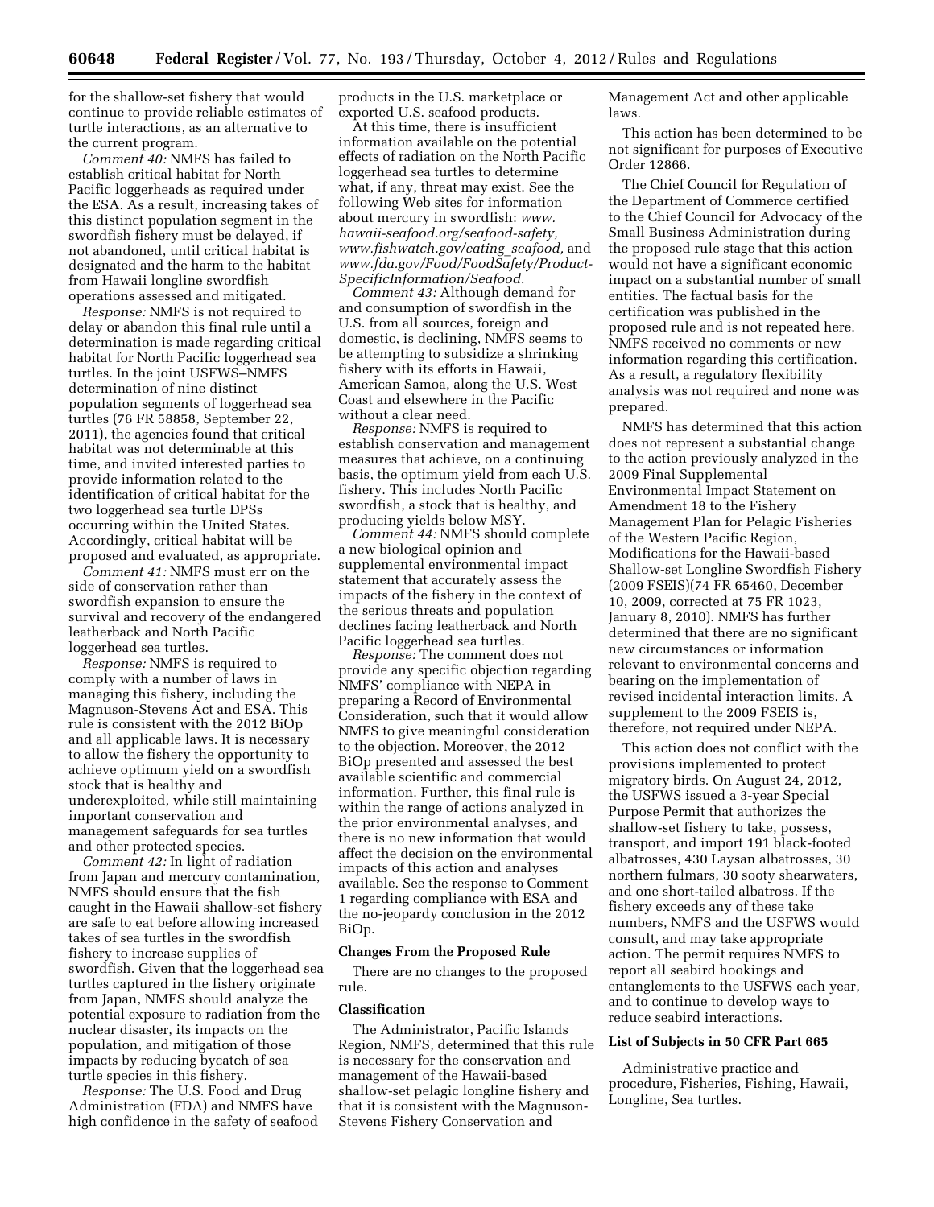for the shallow-set fishery that would continue to provide reliable estimates of turtle interactions, as an alternative to the current program.

*Comment 40:* NMFS has failed to establish critical habitat for North Pacific loggerheads as required under the ESA. As a result, increasing takes of this distinct population segment in the swordfish fishery must be delayed, if not abandoned, until critical habitat is designated and the harm to the habitat from Hawaii longline swordfish operations assessed and mitigated.

*Response:* NMFS is not required to delay or abandon this final rule until a determination is made regarding critical habitat for North Pacific loggerhead sea turtles. In the joint USFWS–NMFS determination of nine distinct population segments of loggerhead sea turtles (76 FR 58858, September 22, 2011), the agencies found that critical habitat was not determinable at this time, and invited interested parties to provide information related to the identification of critical habitat for the two loggerhead sea turtle DPSs occurring within the United States. Accordingly, critical habitat will be proposed and evaluated, as appropriate.

*Comment 41:* NMFS must err on the side of conservation rather than swordfish expansion to ensure the survival and recovery of the endangered leatherback and North Pacific loggerhead sea turtles.

*Response:* NMFS is required to comply with a number of laws in managing this fishery, including the Magnuson-Stevens Act and ESA. This rule is consistent with the 2012 BiOp and all applicable laws. It is necessary to allow the fishery the opportunity to achieve optimum yield on a swordfish stock that is healthy and underexploited, while still maintaining important conservation and management safeguards for sea turtles and other protected species.

*Comment 42:* In light of radiation from Japan and mercury contamination, NMFS should ensure that the fish caught in the Hawaii shallow-set fishery are safe to eat before allowing increased takes of sea turtles in the swordfish fishery to increase supplies of swordfish. Given that the loggerhead sea turtles captured in the fishery originate from Japan, NMFS should analyze the potential exposure to radiation from the nuclear disaster, its impacts on the population, and mitigation of those impacts by reducing bycatch of sea turtle species in this fishery.

*Response:* The U.S. Food and Drug Administration (FDA) and NMFS have high confidence in the safety of seafood products in the U.S. marketplace or exported U.S. seafood products.

At this time, there is insufficient information available on the potential effects of radiation on the North Pacific loggerhead sea turtles to determine what, if any, threat may exist. See the following Web sites for information about mercury in swordfish: *www.hawaii-seafood.org/seafood-safety, www.fishwatch.gov/eating_seafood,* and *www.fda.gov/Food/FoodSafety/Product-SpecificInformation/Seafood.*

*Comment 43:* Although demand for and consumption of swordfish in the U.S. from all sources, foreign and domestic, is declining, NMFS seems to be attempting to subsidize a shrinking fishery with its efforts in Hawaii, American Samoa, along the U.S. West Coast and elsewhere in the Pacific without a clear need.

*Response:* NMFS is required to establish conservation and management measures that achieve, on a continuing basis, the optimum yield from each U.S. fishery. This includes North Pacific swordfish, a stock that is healthy, and producing yields below MSY.

*Comment 44:* NMFS should complete a new biological opinion and supplemental environmental impact statement that accurately assess the impacts of the fishery in the context of the serious threats and population declines facing leatherback and North Pacific loggerhead sea turtles.

*Response:* The comment does not provide any specific objection regarding NMFS' compliance with NEPA in preparing a Record of Environmental Consideration, such that it would allow NMFS to give meaningful consideration to the objection. Moreover, the 2012 BiOp presented and assessed the best available scientific and commercial information. Further, this final rule is within the range of actions analyzed in the prior environmental analyses, and there is no new information that would affect the decision on the environmental impacts of this action and analyses available. See the response to Comment 1 regarding compliance with ESA and the no-jeopardy conclusion in the 2012 BiOp.

## Changes From the Proposed Rule

There are no changes to the proposed rule.

## Classification

The Administrator, Pacific Islands Region, NMFS, determined that this rule is necessary for the conservation and management of the Hawaii-based shallow-set pelagic longline fishery and that it is consistent with the Magnuson-Stevens Fishery Conservation and Management Act and other applicable laws.

This action has been determined to be not significant for purposes of Executive Order 12866.

The Chief Council for Regulation of the Department of Commerce certified to the Chief Council for Advocacy of the Small Business Administration during the proposed rule stage that this action would not have a significant economic impact on a substantial number of small entities. The factual basis for the certification was published in the proposed rule and is not repeated here. NMFS received no comments or new information regarding this certification. As a result, a regulatory flexibility analysis was not required and none was prepared.

NMFS has determined that this action does not represent a substantial change to the action previously analyzed in the 2009 Final Supplemental Environmental Impact Statement on Amendment 18 to the Fishery Management Plan for Pelagic Fisheries of the Western Pacific Region, Modifications for the Hawaii-based Shallow-set Longline Swordfish Fishery (2009 FSEIS)(74 FR 65460, December 10, 2009, corrected at 75 FR 1023, January 8, 2010). NMFS has further determined that there are no significant new circumstances or information relevant to environmental concerns and bearing on the implementation of revised incidental interaction limits. A supplement to the 2009 FSEIS is, therefore, not required under NEPA.

This action does not conflict with the provisions implemented to protect migratory birds. On August 24, 2012, the USFWS issued a 3-year Special Purpose Permit that authorizes the shallow-set fishery to take, possess, transport, and import 191 black-footed albatrosses, 430 Laysan albatrosses, 30 northern fulmars, 30 sooty shearwaters, and one short-tailed albatross. If the fishery exceeds any of these take numbers, NMFS and the USFWS would consult, and may take appropriate action. The permit requires NMFS to report all seabird hookings and entanglements to the USFWS each year, and to continue to develop ways to reduce seabird interactions.

## List of Subjects in 50 CFR Part 665

Administrative practice and procedure, Fisheries, Fishing, Hawaii, Longline, Sea turtles.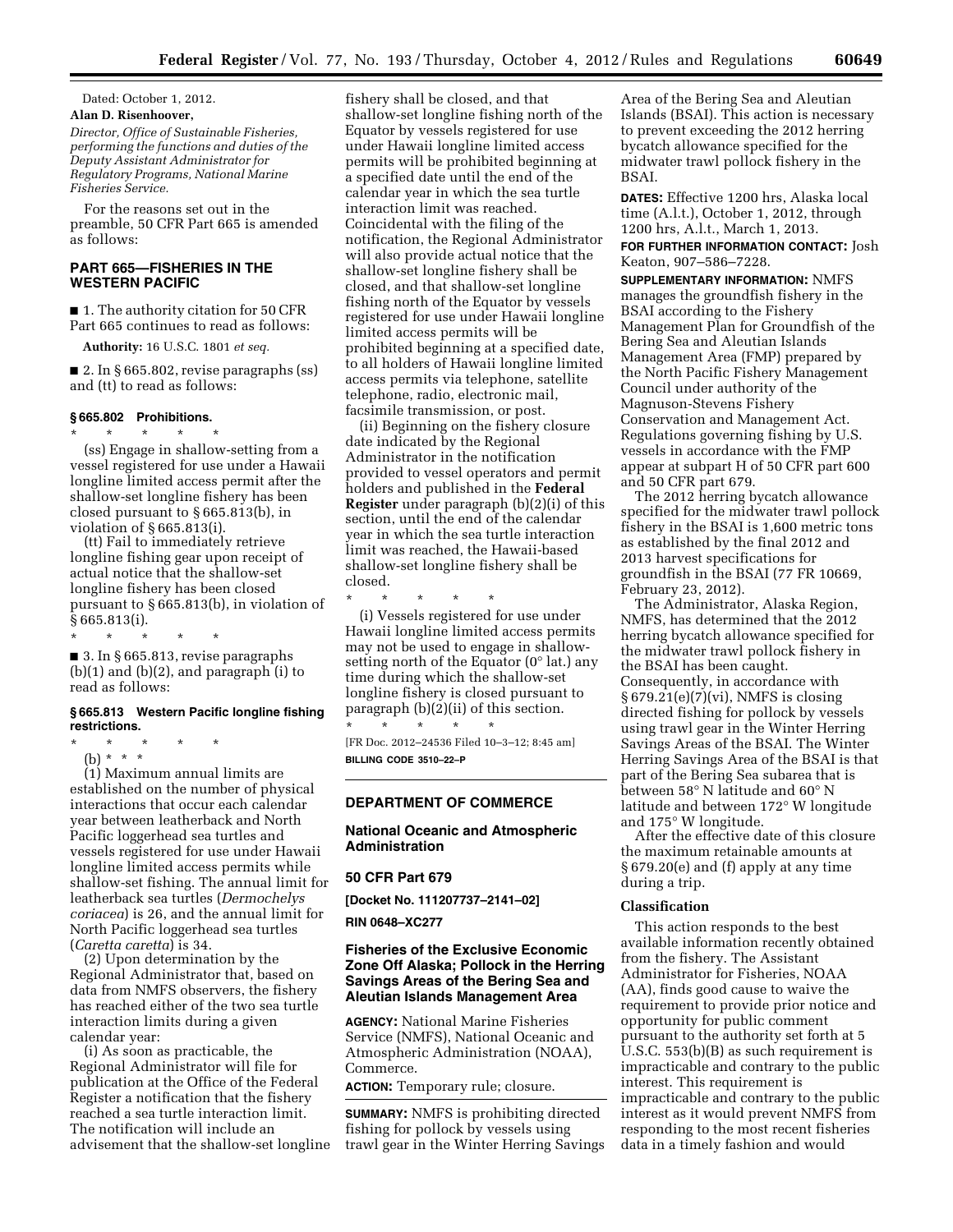Dated: October 1, 2012.

**Alan D. Risenhoover,**

*Director, Office of Sustainable Fisheries, performing the functions and duties of the Deputy Assistant Administrator for Regulatory Programs, National Marine Fisheries Service.*

For the reasons set out in the preamble, 50 CFR Part 665 is amended as follows:

## PART 665—FISHERIES IN THE WESTERN PACIFIC

■ 1. The authority citation for 50 CFR Part 665 continues to read as follows:

**Authority:** 16 U.S.C. 1801 *et seq.*

■ 2. In § 665.802, revise paragraphs (ss) and (tt) to read as follows:

### § 665.802 Prohibitions.

\* \* \* \* \*

(ss) Engage in shallow-setting from a vessel registered for use under a Hawaii longline limited access permit after the shallow-set longline fishery has been closed pursuant to § 665.813(b), in violation of § 665.813(i).

(tt) Fail to immediately retrieve longline fishing gear upon receipt of actual notice that the shallow-set longline fishery has been closed pursuant to § 665.813(b), in violation of § 665.813(i).

\* \* \* \* \*

■ 3. In § 665.813, revise paragraphs (b)(1) and (b)(2), and paragraph (i) to read as follows:

### § 665.813 Western Pacific longline fishing restrictions.

\* \* \* \* \*

(b) \* \* \*

(1) Maximum annual limits are established on the number of physical interactions that occur each calendar year between leatherback and North Pacific loggerhead sea turtles and vessels registered for use under Hawaii longline limited access permits while shallow-set fishing. The annual limit for leatherback sea turtles (*Dermochelys coriacea*) is 26, and the annual limit for North Pacific loggerhead sea turtles (*Caretta caretta*) is 34.

(2) Upon determination by the Regional Administrator that, based on data from NMFS observers, the fishery has reached either of the two sea turtle interaction limits during a given calendar year:

(i) As soon as practicable, the Regional Administrator will file for publication at the Office of the Federal Register a notification that the fishery reached a sea turtle interaction limit. The notification will include an advisement that the shallow-set longline fishery shall be closed, and that shallow-set longline fishing north of the Equator by vessels registered for use under Hawaii longline limited access permits will be prohibited beginning at a specified date until the end of the calendar year in which the sea turtle interaction limit was reached. Coincidental with the filing of the notification, the Regional Administrator will also provide actual notice that the shallow-set longline fishery shall be closed, and that shallow-set longline fishing north of the Equator by vessels registered for use under Hawaii longline limited access permits will be prohibited beginning at a specified date, to all holders of Hawaii longline limited access permits via telephone, satellite telephone, radio, electronic mail, facsimile transmission, or post.

(ii) Beginning on the fishery closure date indicated by the Regional Administrator in the notification provided to vessel operators and permit holders and published in the **Federal Register** under paragraph (b)(2)(i) of this section, until the end of the calendar year in which the sea turtle interaction limit was reached, the Hawaii-based shallow-set longline fishery shall be closed.

\* \* \* \* \*

(i) Vessels registered for use under Hawaii longline limited access permits may not be used to engage in shallow-setting north of the Equator (0° lat.) any time during which the shallow-set longline fishery is closed pursuant to paragraph (b)(2)(ii) of this section.

\* \* \* \* \*

[FR Doc. 2012–24536 Filed 10–3–12; 8:45 am]

**BILLING CODE 3510–22–P**

## DEPARTMENT OF COMMERCE

## National Oceanic and Atmospheric Administration

### 50 CFR Part 679

**[Docket No. 111207737–2141–02]**

**RIN 0648–XC277**

## Fisheries of the Exclusive Economic Zone Off Alaska; Pollock in the Herring Savings Areas of the Bering Sea and Aleutian Islands Management Area

**AGENCY:** National Marine Fisheries Service (NMFS), National Oceanic and Atmospheric Administration (NOAA), Commerce.

**ACTION:** Temporary rule; closure.

**SUMMARY:** NMFS is prohibiting directed fishing for pollock by vessels using trawl gear in the Winter Herring Savings Area of the Bering Sea and Aleutian Islands (BSAI). This action is necessary to prevent exceeding the 2012 herring bycatch allowance specified for the midwater trawl pollock fishery in the BSAI.

**DATES:** Effective 1200 hrs, Alaska local time (A.l.t.), October 1, 2012, through 1200 hrs, A.l.t., March 1, 2013.

**FOR FURTHER INFORMATION CONTACT:** Josh Keaton, 907–586–7228.

**SUPPLEMENTARY INFORMATION:** NMFS manages the groundfish fishery in the BSAI according to the Fishery Management Plan for Groundfish of the Bering Sea and Aleutian Islands Management Area (FMP) prepared by the North Pacific Fishery Management Council under authority of the Magnuson-Stevens Fishery Conservation and Management Act. Regulations governing fishing by U.S. vessels in accordance with the FMP appear at subpart H of 50 CFR part 600 and 50 CFR part 679.

The 2012 herring bycatch allowance specified for the midwater trawl pollock fishery in the BSAI is 1,600 metric tons as established by the final 2012 and 2013 harvest specifications for groundfish in the BSAI (77 FR 10669, February 23, 2012).

The Administrator, Alaska Region, NMFS, has determined that the 2012 herring bycatch allowance specified for the midwater trawl pollock fishery in the BSAI has been caught. Consequently, in accordance with § 679.21(e)(7)(vi), NMFS is closing directed fishing for pollock by vessels using trawl gear in the Winter Herring Savings Areas of the BSAI. The Winter Herring Savings Area of the BSAI is that part of the Bering Sea subarea that is between 58° N latitude and 60° N latitude and between 172° W longitude and 175° W longitude.

After the effective date of this closure the maximum retainable amounts at § 679.20(e) and (f) apply at any time during a trip.

### Classification

This action responds to the best available information recently obtained from the fishery. The Assistant Administrator for Fisheries, NOAA (AA), finds good cause to waive the requirement to provide prior notice and opportunity for public comment pursuant to the authority set forth at 5 U.S.C. 553(b)(B) as such requirement is impracticable and contrary to the public interest. This requirement is impracticable and contrary to the public interest as it would prevent NMFS from responding to the most recent fisheries data in a timely fashion and would